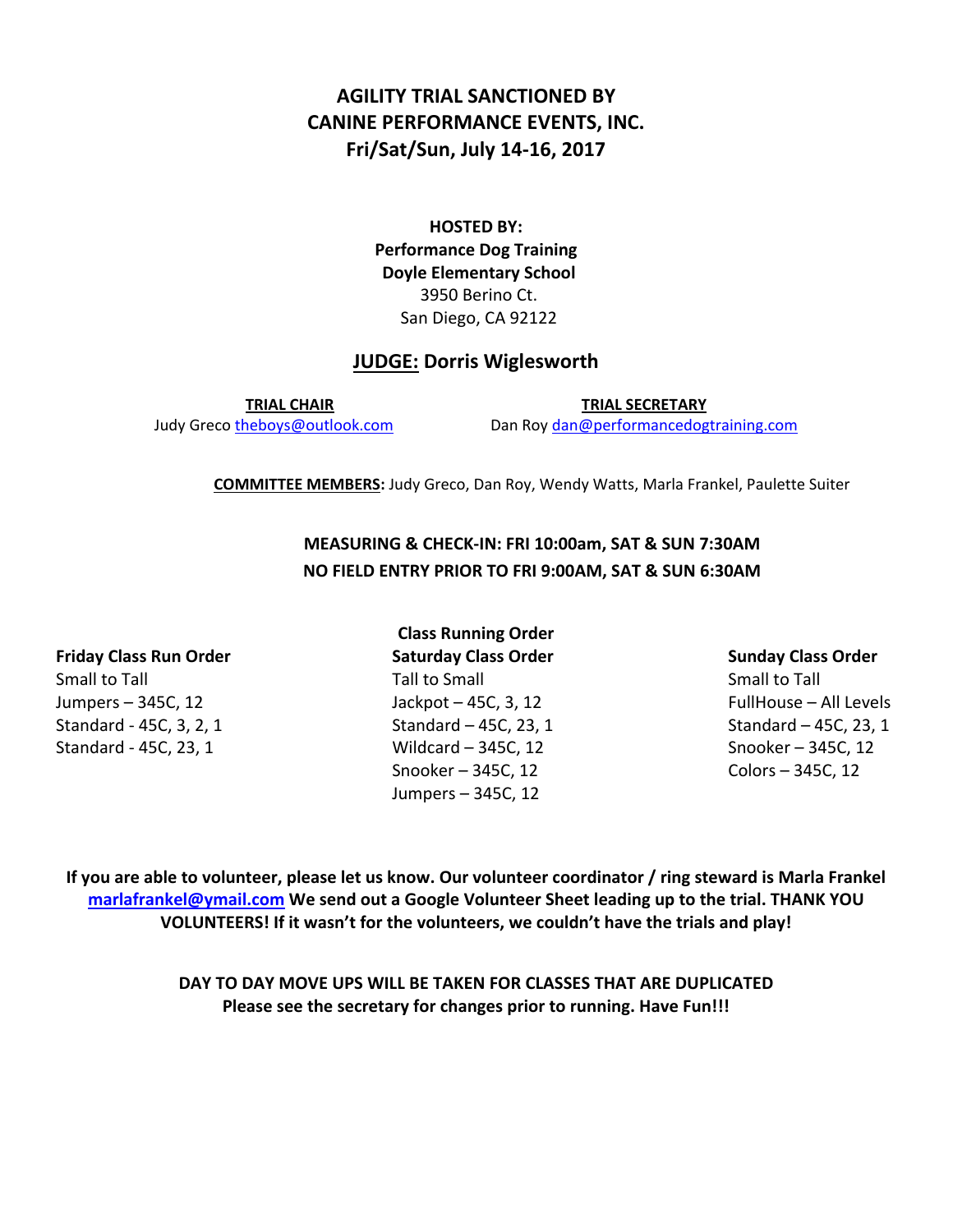# AGILITY TRIAL SANCTIONED BY CANINE PERFORMANCE EVENTS, INC.
## Fri/Sat/Sun, July 14-16, 2017

**HOSTED BY:**
**Performance Dog Training**
**Doyle Elementary School**
3950 Berino Ct.
San Diego, CA 92122

## JUDGE: Dorris Wiglesworth

**TRIAL CHAIR**
Judy Greco theboys@outlook.com

**TRIAL SECRETARY**
Dan Roy dan@performancedogtraining.com

**COMMITTEE MEMBERS:** Judy Greco, Dan Roy, Wendy Watts, Marla Frankel, Paulette Suiter

**MEASURING & CHECK-IN: FRI 10:00am, SAT & SUN 7:30AM**
**NO FIELD ENTRY PRIOR TO FRI 9:00AM, SAT & SUN 6:30AM**

### Class Running Order

| Friday Class Run Order | Saturday Class Order | Sunday Class Order |
|---|---|---|
| Small to Tall | Tall to Small | Small to Tall |
| Jumpers – 345C, 12 | Jackpot – 45C, 3, 12 | FullHouse – All Levels |
| Standard - 45C, 3, 2, 1 | Standard – 45C, 23, 1 | Standard – 45C, 23, 1 |
| Standard - 45C, 23, 1 | Wildcard – 345C, 12 | Snooker – 345C, 12 |
| | Snooker – 345C, 12 | Colors – 345C, 12 |
| | Jumpers – 345C, 12 | |

**If you are able to volunteer, please let us know. Our volunteer coordinator / ring steward is Marla Frankel marlafrankel@ymail.com We send out a Google Volunteer Sheet leading up to the trial. THANK YOU VOLUNTEERS! If it wasn't for the volunteers, we couldn't have the trials and play!**

**DAY TO DAY MOVE UPS WILL BE TAKEN FOR CLASSES THAT ARE DUPLICATED**
**Please see the secretary for changes prior to running. Have Fun!!!**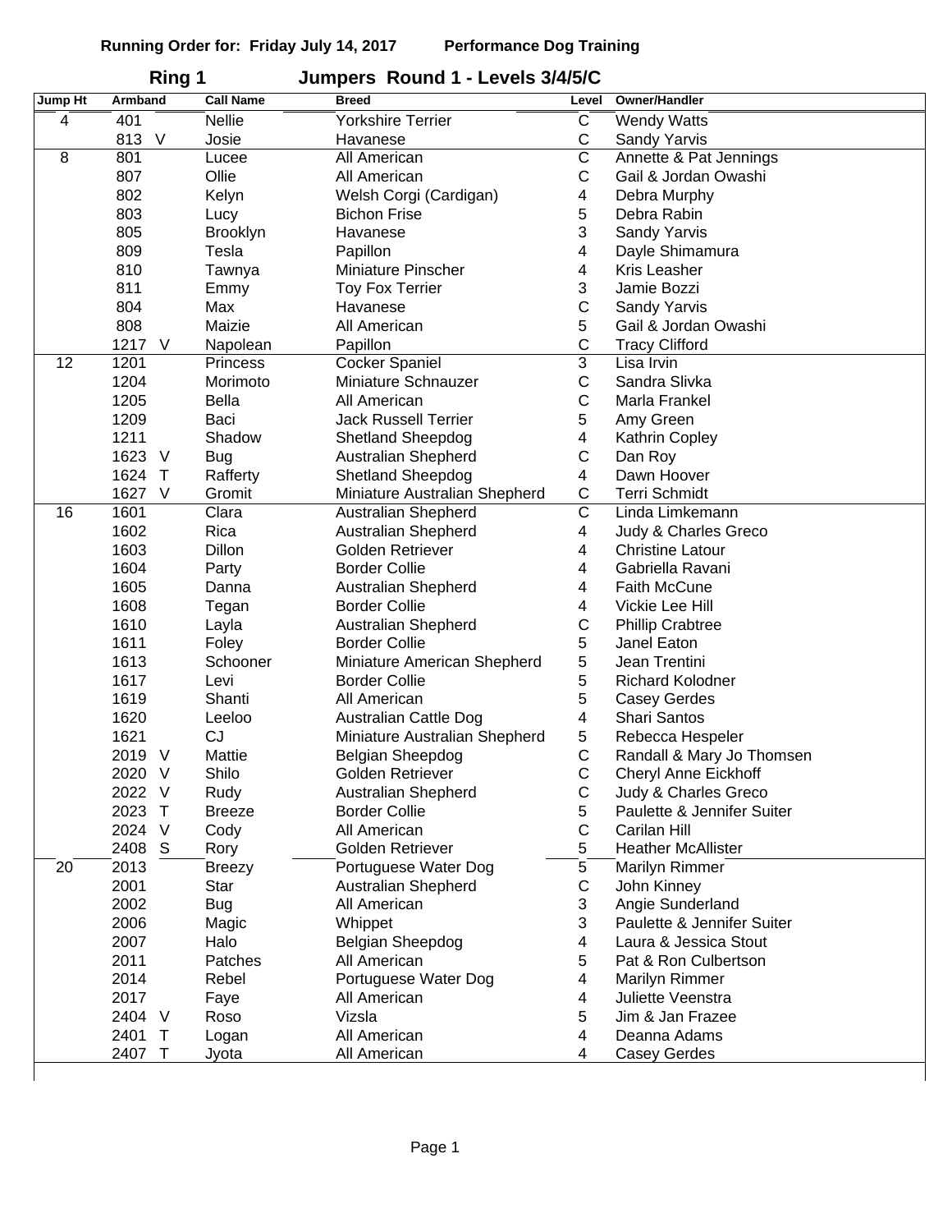**Running Order for: Friday July 14, 2017 Performance Dog Training**

## Ring 1 Jumpers Round 1 - Levels 3/4/5/C

| Jump Ht | Armband | | Call Name | Breed | Level | Owner/Handler |
|---|---|---|---|---|---|---|
| 4 | 401 | | Nellie | Yorkshire Terrier | C | Wendy Watts |
| | 813 | V | Josie | Havanese | C | Sandy Yarvis |
| 8 | 801 | | Lucee | All American | C | Annette & Pat Jennings |
| | 807 | | Ollie | All American | C | Gail & Jordan Owashi |
| | 802 | | Kelyn | Welsh Corgi (Cardigan) | 4 | Debra Murphy |
| | 803 | | Lucy | Bichon Frise | 5 | Debra Rabin |
| | 805 | | Brooklyn | Havanese | 3 | Sandy Yarvis |
| | 809 | | Tesla | Papillon | 4 | Dayle Shimamura |
| | 810 | | Tawnya | Miniature Pinscher | 4 | Kris Leasher |
| | 811 | | Emmy | Toy Fox Terrier | 3 | Jamie Bozzi |
| | 804 | | Max | Havanese | C | Sandy Yarvis |
| | 808 | | Maizie | All American | 5 | Gail & Jordan Owashi |
| | 1217 | V | Napolean | Papillon | C | Tracy Clifford |
| 12 | 1201 | | Princess | Cocker Spaniel | 3 | Lisa Irvin |
| | 1204 | | Morimoto | Miniature Schnauzer | C | Sandra Slivka |
| | 1205 | | Bella | All American | C | Marla Frankel |
| | 1209 | | Baci | Jack Russell Terrier | 5 | Amy Green |
| | 1211 | | Shadow | Shetland Sheepdog | 4 | Kathrin Copley |
| | 1623 | V | Bug | Australian Shepherd | C | Dan Roy |
| | 1624 | T | Rafferty | Shetland Sheepdog | 4 | Dawn Hoover |
| | 1627 | V | Gromit | Miniature Australian Shepherd | C | Terri Schmidt |
| 16 | 1601 | | Clara | Australian Shepherd | C | Linda Limkemann |
| | 1602 | | Rica | Australian Shepherd | 4 | Judy & Charles Greco |
| | 1603 | | Dillon | Golden Retriever | 4 | Christine Latour |
| | 1604 | | Party | Border Collie | 4 | Gabriella Ravani |
| | 1605 | | Danna | Australian Shepherd | 4 | Faith McCune |
| | 1608 | | Tegan | Border Collie | 4 | Vickie Lee Hill |
| | 1610 | | Layla | Australian Shepherd | C | Phillip Crabtree |
| | 1611 | | Foley | Border Collie | 5 | Janel Eaton |
| | 1613 | | Schooner | Miniature American Shepherd | 5 | Jean Trentini |
| | 1617 | | Levi | Border Collie | 5 | Richard Kolodner |
| | 1619 | | Shanti | All American | 5 | Casey Gerdes |
| | 1620 | | Leeloo | Australian Cattle Dog | 4 | Shari Santos |
| | 1621 | | CJ | Miniature Australian Shepherd | 5 | Rebecca Hespeler |
| | 2019 | V | Mattie | Belgian Sheepdog | C | Randall & Mary Jo Thomsen |
| | 2020 | V | Shilo | Golden Retriever | C | Cheryl Anne Eickhoff |
| | 2022 | V | Rudy | Australian Shepherd | C | Judy & Charles Greco |
| | 2023 | T | Breeze | Border Collie | 5 | Paulette & Jennifer Suiter |
| | 2024 | V | Cody | All American | C | Carilan Hill |
| | 2408 | S | Rory | Golden Retriever | 5 | Heather McAllister |
| 20 | 2013 | | Breezy | Portuguese Water Dog | 5 | Marilyn Rimmer |
| | 2001 | | Star | Australian Shepherd | C | John Kinney |
| | 2002 | | Bug | All American | 3 | Angie Sunderland |
| | 2006 | | Magic | Whippet | 3 | Paulette & Jennifer Suiter |
| | 2007 | | Halo | Belgian Sheepdog | 4 | Laura & Jessica Stout |
| | 2011 | | Patches | All American | 5 | Pat & Ron Culbertson |
| | 2014 | | Rebel | Portuguese Water Dog | 4 | Marilyn Rimmer |
| | 2017 | | Faye | All American | 4 | Juliette Veenstra |
| | 2404 | V | Roso | Vizsla | 5 | Jim & Jan Frazee |
| | 2401 | T | Logan | All American | 4 | Deanna Adams |
| | 2407 | T | Jyota | All American | 4 | Casey Gerdes |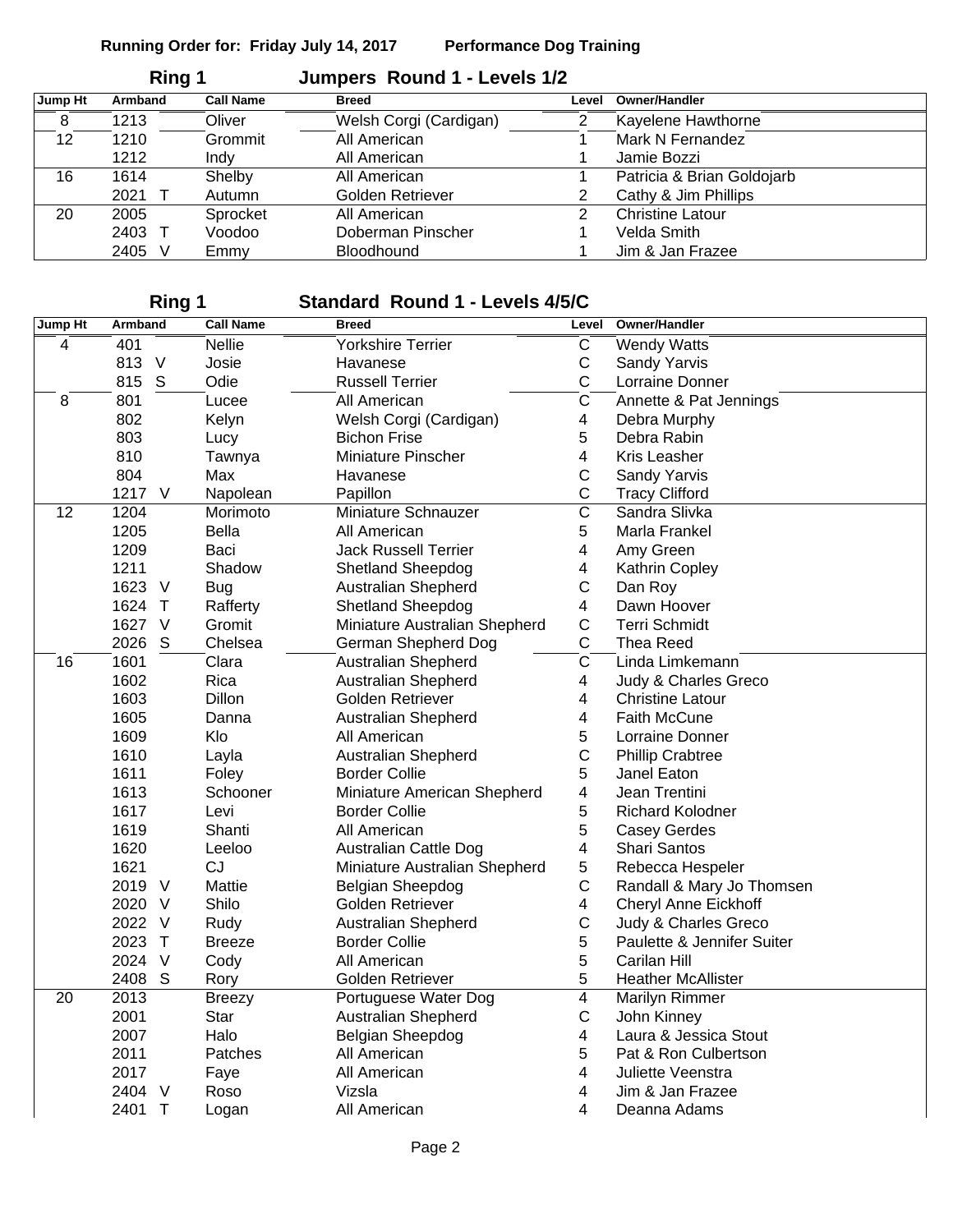**Running Order for: Friday July 14, 2017** **Performance Dog Training**

## Ring 1 — Jumpers Round 1 - Levels 1/2

| Jump Ht | Armband | | Call Name | Breed | Level | Owner/Handler |
|---|---|---|---|---|---|---|
| 8 | 1213 | | Oliver | Welsh Corgi (Cardigan) | 2 | Kayelene Hawthorne |
| 12 | 1210 | | Grommit | All American | 1 | Mark N Fernandez |
| | 1212 | | Indy | All American | 1 | Jamie Bozzi |
| 16 | 1614 | | Shelby | All American | 1 | Patricia & Brian Goldojarb |
| | 2021 | T | Autumn | Golden Retriever | 2 | Cathy & Jim Phillips |
| 20 | 2005 | | Sprocket | All American | 2 | Christine Latour |
| | 2403 | T | Voodoo | Doberman Pinscher | 1 | Velda Smith |
| | 2405 | V | Emmy | Bloodhound | 1 | Jim & Jan Frazee |

## Ring 1 — Standard Round 1 - Levels 4/5/C

| Jump Ht | Armband | | Call Name | Breed | Level | Owner/Handler |
|---|---|---|---|---|---|---|
| 4 | 401 | | Nellie | Yorkshire Terrier | C | Wendy Watts |
| | 813 | V | Josie | Havanese | C | Sandy Yarvis |
| | 815 | S | Odie | Russell Terrier | C | Lorraine Donner |
| 8 | 801 | | Lucee | All American | C | Annette & Pat Jennings |
| | 802 | | Kelyn | Welsh Corgi (Cardigan) | 4 | Debra Murphy |
| | 803 | | Lucy | Bichon Frise | 5 | Debra Rabin |
| | 810 | | Tawnya | Miniature Pinscher | 4 | Kris Leasher |
| | 804 | | Max | Havanese | C | Sandy Yarvis |
| | 1217 | V | Napolean | Papillon | C | Tracy Clifford |
| 12 | 1204 | | Morimoto | Miniature Schnauzer | C | Sandra Slivka |
| | 1205 | | Bella | All American | 5 | Marla Frankel |
| | 1209 | | Baci | Jack Russell Terrier | 4 | Amy Green |
| | 1211 | | Shadow | Shetland Sheepdog | 4 | Kathrin Copley |
| | 1623 | V | Bug | Australian Shepherd | C | Dan Roy |
| | 1624 | T | Rafferty | Shetland Sheepdog | 4 | Dawn Hoover |
| | 1627 | V | Gromit | Miniature Australian Shepherd | C | Terri Schmidt |
| | 2026 | S | Chelsea | German Shepherd Dog | C | Thea Reed |
| 16 | 1601 | | Clara | Australian Shepherd | C | Linda Limkemann |
| | 1602 | | Rica | Australian Shepherd | 4 | Judy & Charles Greco |
| | 1603 | | Dillon | Golden Retriever | 4 | Christine Latour |
| | 1605 | | Danna | Australian Shepherd | 4 | Faith McCune |
| | 1609 | | Klo | All American | 5 | Lorraine Donner |
| | 1610 | | Layla | Australian Shepherd | C | Phillip Crabtree |
| | 1611 | | Foley | Border Collie | 5 | Janel Eaton |
| | 1613 | | Schooner | Miniature American Shepherd | 4 | Jean Trentini |
| | 1617 | | Levi | Border Collie | 5 | Richard Kolodner |
| | 1619 | | Shanti | All American | 5 | Casey Gerdes |
| | 1620 | | Leeloo | Australian Cattle Dog | 4 | Shari Santos |
| | 1621 | | CJ | Miniature Australian Shepherd | 5 | Rebecca Hespeler |
| | 2019 | V | Mattie | Belgian Sheepdog | C | Randall & Mary Jo Thomsen |
| | 2020 | V | Shilo | Golden Retriever | 4 | Cheryl Anne Eickhoff |
| | 2022 | V | Rudy | Australian Shepherd | C | Judy & Charles Greco |
| | 2023 | T | Breeze | Border Collie | 5 | Paulette & Jennifer Suiter |
| | 2024 | V | Cody | All American | 5 | Carilan Hill |
| | 2408 | S | Rory | Golden Retriever | 5 | Heather McAllister |
| 20 | 2013 | | Breezy | Portuguese Water Dog | 4 | Marilyn Rimmer |
| | 2001 | | Star | Australian Shepherd | C | John Kinney |
| | 2007 | | Halo | Belgian Sheepdog | 4 | Laura & Jessica Stout |
| | 2011 | | Patches | All American | 5 | Pat & Ron Culbertson |
| | 2017 | | Faye | All American | 4 | Juliette Veenstra |
| | 2404 | V | Roso | Vizsla | 4 | Jim & Jan Frazee |
| | 2401 | T | Logan | All American | 4 | Deanna Adams |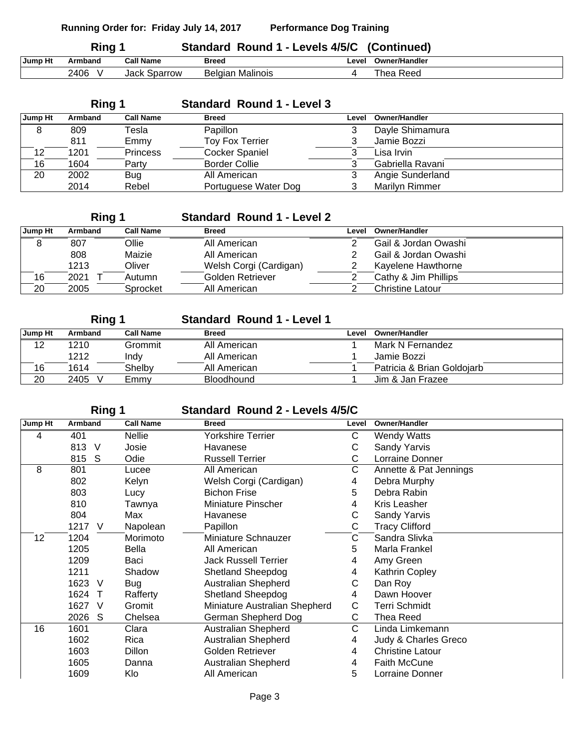**Running Order for: Friday July 14, 2017 Performance Dog Training**

## Ring 1 — Standard Round 1 - Levels 4/5/C (Continued)

| Jump Ht | Armband | Call Name | Breed | Level | Owner/Handler |
|---|---|---|---|---|---|
| | 2406 V | Jack Sparrow | Belgian Malinois | 4 | Thea Reed |

## Ring 1 — Standard Round 1 - Level 3

| Jump Ht | Armband | Call Name | Breed | Level | Owner/Handler |
|---|---|---|---|---|---|
| 8 | 809 | Tesla | Papillon | 3 | Dayle Shimamura |
| | 811 | Emmy | Toy Fox Terrier | 3 | Jamie Bozzi |
| 12 | 1201 | Princess | Cocker Spaniel | 3 | Lisa Irvin |
| 16 | 1604 | Party | Border Collie | 3 | Gabriella Ravani |
| 20 | 2002 | Bug | All American | 3 | Angie Sunderland |
| | 2014 | Rebel | Portuguese Water Dog | 3 | Marilyn Rimmer |

## Ring 1 — Standard Round 1 - Level 2

| Jump Ht | Armband | Call Name | Breed | Level | Owner/Handler |
|---|---|---|---|---|---|
| 8 | 807 | Ollie | All American | 2 | Gail & Jordan Owashi |
| | 808 | Maizie | All American | 2 | Gail & Jordan Owashi |
| | 1213 | Oliver | Welsh Corgi (Cardigan) | 2 | Kayelene Hawthorne |
| 16 | 2021 T | Autumn | Golden Retriever | 2 | Cathy & Jim Phillips |
| 20 | 2005 | Sprocket | All American | 2 | Christine Latour |

## Ring 1 — Standard Round 1 - Level 1

| Jump Ht | Armband | Call Name | Breed | Level | Owner/Handler |
|---|---|---|---|---|---|
| 12 | 1210 | Grommit | All American | 1 | Mark N Fernandez |
| | 1212 | Indy | All American | 1 | Jamie Bozzi |
| 16 | 1614 | Shelby | All American | 1 | Patricia & Brian Goldojarb |
| 20 | 2405 V | Emmy | Bloodhound | 1 | Jim & Jan Frazee |

## Ring 1 — Standard Round 2 - Levels 4/5/C

| Jump Ht | Armband | Call Name | Breed | Level | Owner/Handler |
|---|---|---|---|---|---|
| 4 | 401 | Nellie | Yorkshire Terrier | C | Wendy Watts |
| | 813 V | Josie | Havanese | C | Sandy Yarvis |
| | 815 S | Odie | Russell Terrier | C | Lorraine Donner |
| 8 | 801 | Lucee | All American | C | Annette & Pat Jennings |
| | 802 | Kelyn | Welsh Corgi (Cardigan) | 4 | Debra Murphy |
| | 803 | Lucy | Bichon Frise | 5 | Debra Rabin |
| | 810 | Tawnya | Miniature Pinscher | 4 | Kris Leasher |
| | 804 | Max | Havanese | C | Sandy Yarvis |
| | 1217 V | Napolean | Papillon | C | Tracy Clifford |
| 12 | 1204 | Morimoto | Miniature Schnauzer | C | Sandra Slivka |
| | 1205 | Bella | All American | 5 | Marla Frankel |
| | 1209 | Baci | Jack Russell Terrier | 4 | Amy Green |
| | 1211 | Shadow | Shetland Sheepdog | 4 | Kathrin Copley |
| | 1623 V | Bug | Australian Shepherd | C | Dan Roy |
| | 1624 T | Rafferty | Shetland Sheepdog | 4 | Dawn Hoover |
| | 1627 V | Gromit | Miniature Australian Shepherd | C | Terri Schmidt |
| | 2026 S | Chelsea | German Shepherd Dog | C | Thea Reed |
| 16 | 1601 | Clara | Australian Shepherd | C | Linda Limkemann |
| | 1602 | Rica | Australian Shepherd | 4 | Judy & Charles Greco |
| | 1603 | Dillon | Golden Retriever | 4 | Christine Latour |
| | 1605 | Danna | Australian Shepherd | 4 | Faith McCune |
| | 1609 | Klo | All American | 5 | Lorraine Donner |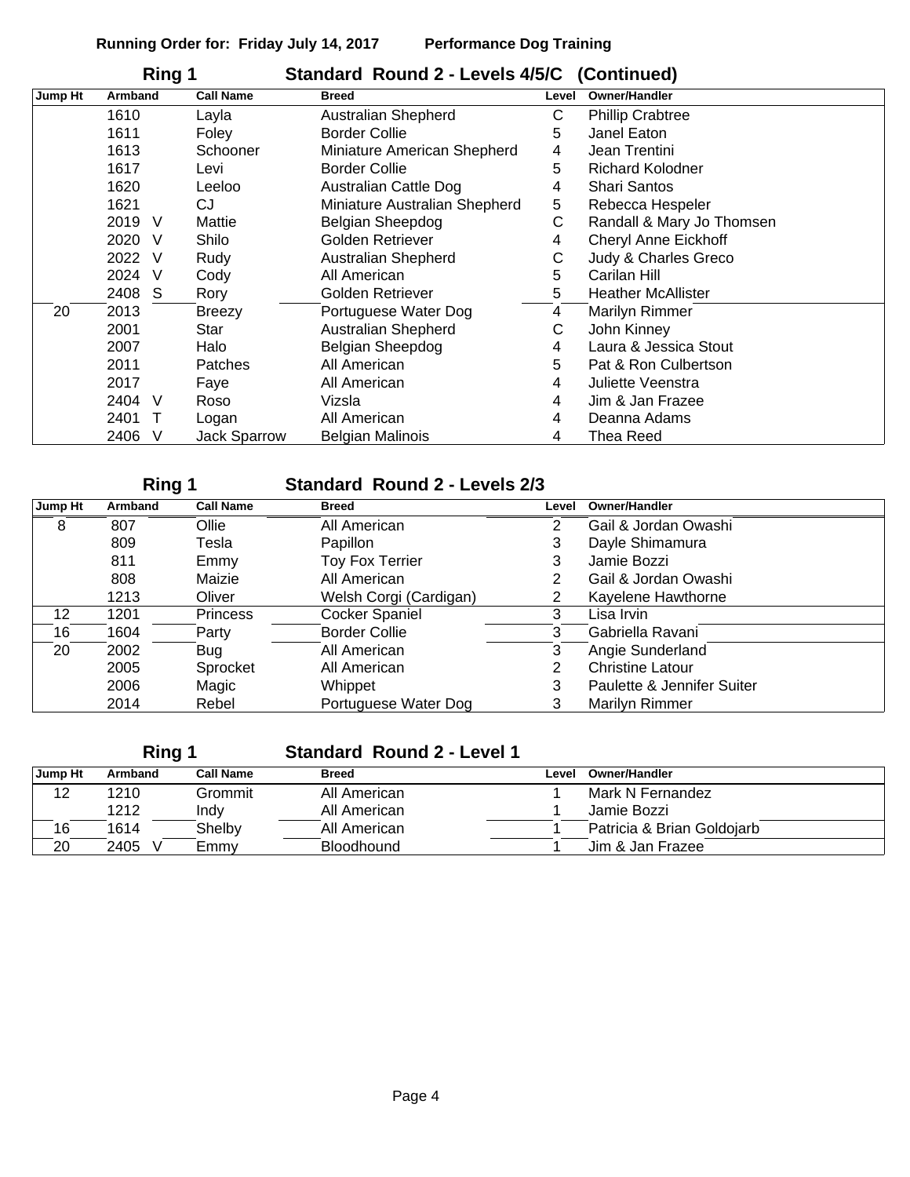**Running Order for: Friday July 14, 2017** **Performance Dog Training**

## Ring 1 — Standard Round 2 - Levels 4/5/C (Continued)

| Jump Ht | Armband | Call Name | Breed | Level | Owner/Handler |
|---|---|---|---|---|---|
| | 1610 | Layla | Australian Shepherd | C | Phillip Crabtree |
| | 1611 | Foley | Border Collie | 5 | Janel Eaton |
| | 1613 | Schooner | Miniature American Shepherd | 4 | Jean Trentini |
| | 1617 | Levi | Border Collie | 5 | Richard Kolodner |
| | 1620 | Leeloo | Australian Cattle Dog | 4 | Shari Santos |
| | 1621 | CJ | Miniature Australian Shepherd | 5 | Rebecca Hespeler |
| | 2019 V | Mattie | Belgian Sheepdog | C | Randall & Mary Jo Thomsen |
| | 2020 V | Shilo | Golden Retriever | 4 | Cheryl Anne Eickhoff |
| | 2022 V | Rudy | Australian Shepherd | C | Judy & Charles Greco |
| | 2024 V | Cody | All American | 5 | Carilan Hill |
| | 2408 S | Rory | Golden Retriever | 5 | Heather McAllister |
| 20 | 2013 | Breezy | Portuguese Water Dog | 4 | Marilyn Rimmer |
| | 2001 | Star | Australian Shepherd | C | John Kinney |
| | 2007 | Halo | Belgian Sheepdog | 4 | Laura & Jessica Stout |
| | 2011 | Patches | All American | 5 | Pat & Ron Culbertson |
| | 2017 | Faye | All American | 4 | Juliette Veenstra |
| | 2404 V | Roso | Vizsla | 4 | Jim & Jan Frazee |
| | 2401 T | Logan | All American | 4 | Deanna Adams |
| | 2406 V | Jack Sparrow | Belgian Malinois | 4 | Thea Reed |

## Ring 1 — Standard Round 2 - Levels 2/3

| Jump Ht | Armband | Call Name | Breed | Level | Owner/Handler |
|---|---|---|---|---|---|
| 8 | 807 | Ollie | All American | 2 | Gail & Jordan Owashi |
| | 809 | Tesla | Papillon | 3 | Dayle Shimamura |
| | 811 | Emmy | Toy Fox Terrier | 3 | Jamie Bozzi |
| | 808 | Maizie | All American | 2 | Gail & Jordan Owashi |
| | 1213 | Oliver | Welsh Corgi (Cardigan) | 2 | Kayelene Hawthorne |
| 12 | 1201 | Princess | Cocker Spaniel | 3 | Lisa Irvin |
| 16 | 1604 | Party | Border Collie | 3 | Gabriella Ravani |
| 20 | 2002 | Bug | All American | 3 | Angie Sunderland |
| | 2005 | Sprocket | All American | 2 | Christine Latour |
| | 2006 | Magic | Whippet | 3 | Paulette & Jennifer Suiter |
| | 2014 | Rebel | Portuguese Water Dog | 3 | Marilyn Rimmer |

## Ring 1 — Standard Round 2 - Level 1

| Jump Ht | Armband | Call Name | Breed | Level | Owner/Handler |
|---|---|---|---|---|---|
| 12 | 1210 | Grommit | All American | 1 | Mark N Fernandez |
| | 1212 | Indy | All American | 1 | Jamie Bozzi |
| 16 | 1614 | Shelby | All American | 1 | Patricia & Brian Goldojarb |
| 20 | 2405 V | Emmy | Bloodhound | 1 | Jim & Jan Frazee |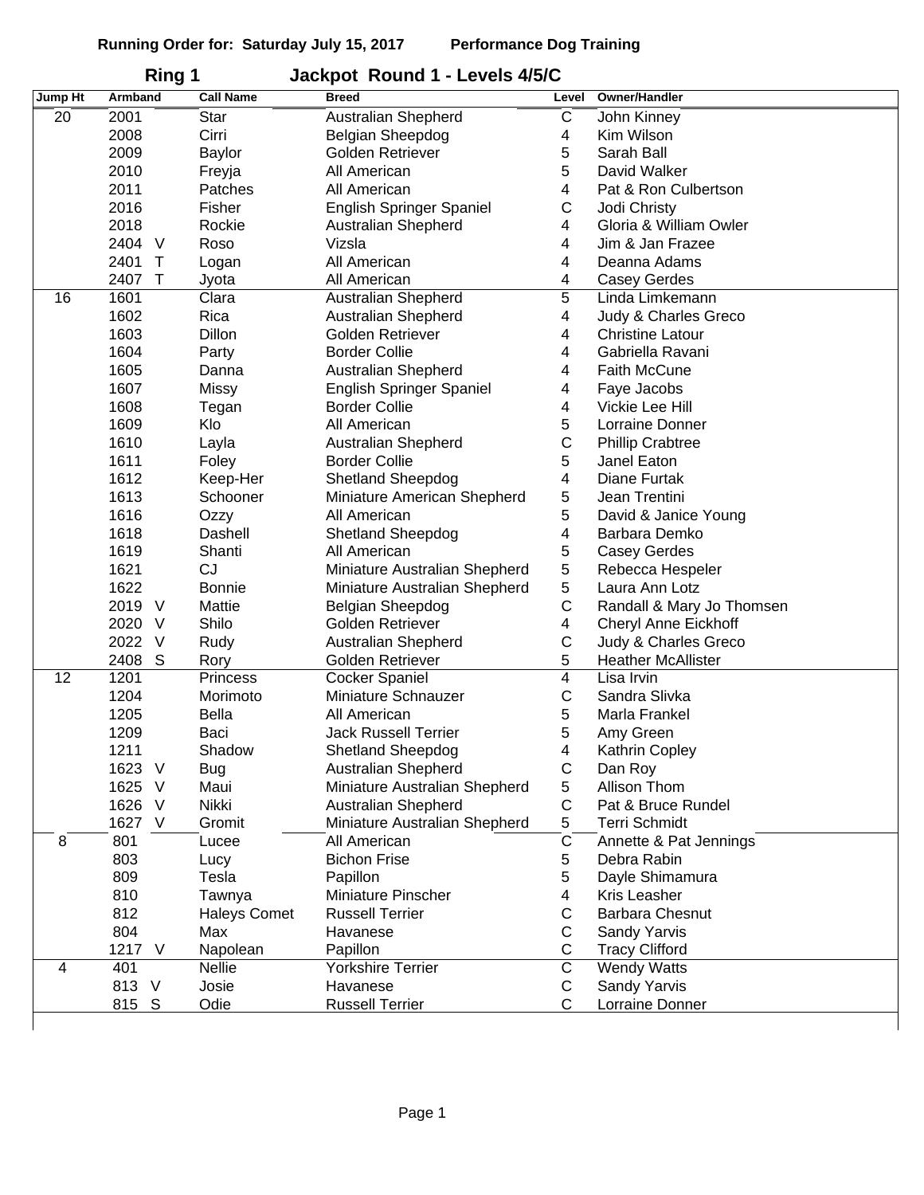**Running Order for: Saturday July 15, 2017** **Performance Dog Training**

## Ring 1 — Jackpot Round 1 - Levels 4/5/C

| Jump Ht | Armband | | Call Name | Breed | Level | Owner/Handler |
|---|---|---|---|---|---|---|
| 20 | 2001 | | Star | Australian Shepherd | C | John Kinney |
| | 2008 | | Cirri | Belgian Sheepdog | 4 | Kim Wilson |
| | 2009 | | Baylor | Golden Retriever | 5 | Sarah Ball |
| | 2010 | | Freyja | All American | 5 | David Walker |
| | 2011 | | Patches | All American | 4 | Pat & Ron Culbertson |
| | 2016 | | Fisher | English Springer Spaniel | C | Jodi Christy |
| | 2018 | | Rockie | Australian Shepherd | 4 | Gloria & William Owler |
| | 2404 | V | Roso | Vizsla | 4 | Jim & Jan Frazee |
| | 2401 | T | Logan | All American | 4 | Deanna Adams |
| | 2407 | T | Jyota | All American | 4 | Casey Gerdes |
| 16 | 1601 | | Clara | Australian Shepherd | 5 | Linda Limkemann |
| | 1602 | | Rica | Australian Shepherd | 4 | Judy & Charles Greco |
| | 1603 | | Dillon | Golden Retriever | 4 | Christine Latour |
| | 1604 | | Party | Border Collie | 4 | Gabriella Ravani |
| | 1605 | | Danna | Australian Shepherd | 4 | Faith McCune |
| | 1607 | | Missy | English Springer Spaniel | 4 | Faye Jacobs |
| | 1608 | | Tegan | Border Collie | 4 | Vickie Lee Hill |
| | 1609 | | Klo | All American | 5 | Lorraine Donner |
| | 1610 | | Layla | Australian Shepherd | C | Phillip Crabtree |
| | 1611 | | Foley | Border Collie | 5 | Janel Eaton |
| | 1612 | | Keep-Her | Shetland Sheepdog | 4 | Diane Furtak |
| | 1613 | | Schooner | Miniature American Shepherd | 5 | Jean Trentini |
| | 1616 | | Ozzy | All American | 5 | David & Janice Young |
| | 1618 | | Dashell | Shetland Sheepdog | 4 | Barbara Demko |
| | 1619 | | Shanti | All American | 5 | Casey Gerdes |
| | 1621 | | CJ | Miniature Australian Shepherd | 5 | Rebecca Hespeler |
| | 1622 | | Bonnie | Miniature Australian Shepherd | 5 | Laura Ann Lotz |
| | 2019 | V | Mattie | Belgian Sheepdog | C | Randall & Mary Jo Thomsen |
| | 2020 | V | Shilo | Golden Retriever | 4 | Cheryl Anne Eickhoff |
| | 2022 | V | Rudy | Australian Shepherd | C | Judy & Charles Greco |
| | 2408 | S | Rory | Golden Retriever | 5 | Heather McAllister |
| 12 | 1201 | | Princess | Cocker Spaniel | 4 | Lisa Irvin |
| | 1204 | | Morimoto | Miniature Schnauzer | C | Sandra Slivka |
| | 1205 | | Bella | All American | 5 | Marla Frankel |
| | 1209 | | Baci | Jack Russell Terrier | 5 | Amy Green |
| | 1211 | | Shadow | Shetland Sheepdog | 4 | Kathrin Copley |
| | 1623 | V | Bug | Australian Shepherd | C | Dan Roy |
| | 1625 | V | Maui | Miniature Australian Shepherd | 5 | Allison Thom |
| | 1626 | V | Nikki | Australian Shepherd | C | Pat & Bruce Rundel |
| | 1627 | V | Gromit | Miniature Australian Shepherd | 5 | Terri Schmidt |
| 8 | 801 | | Lucee | All American | C | Annette & Pat Jennings |
| | 803 | | Lucy | Bichon Frise | 5 | Debra Rabin |
| | 809 | | Tesla | Papillon | 5 | Dayle Shimamura |
| | 810 | | Tawnya | Miniature Pinscher | 4 | Kris Leasher |
| | 812 | | Haleys Comet | Russell Terrier | C | Barbara Chesnut |
| | 804 | | Max | Havanese | C | Sandy Yarvis |
| | 1217 | V | Napolean | Papillon | C | Tracy Clifford |
| 4 | 401 | | Nellie | Yorkshire Terrier | C | Wendy Watts |
| | 813 | V | Josie | Havanese | C | Sandy Yarvis |
| | 815 | S | Odie | Russell Terrier | C | Lorraine Donner |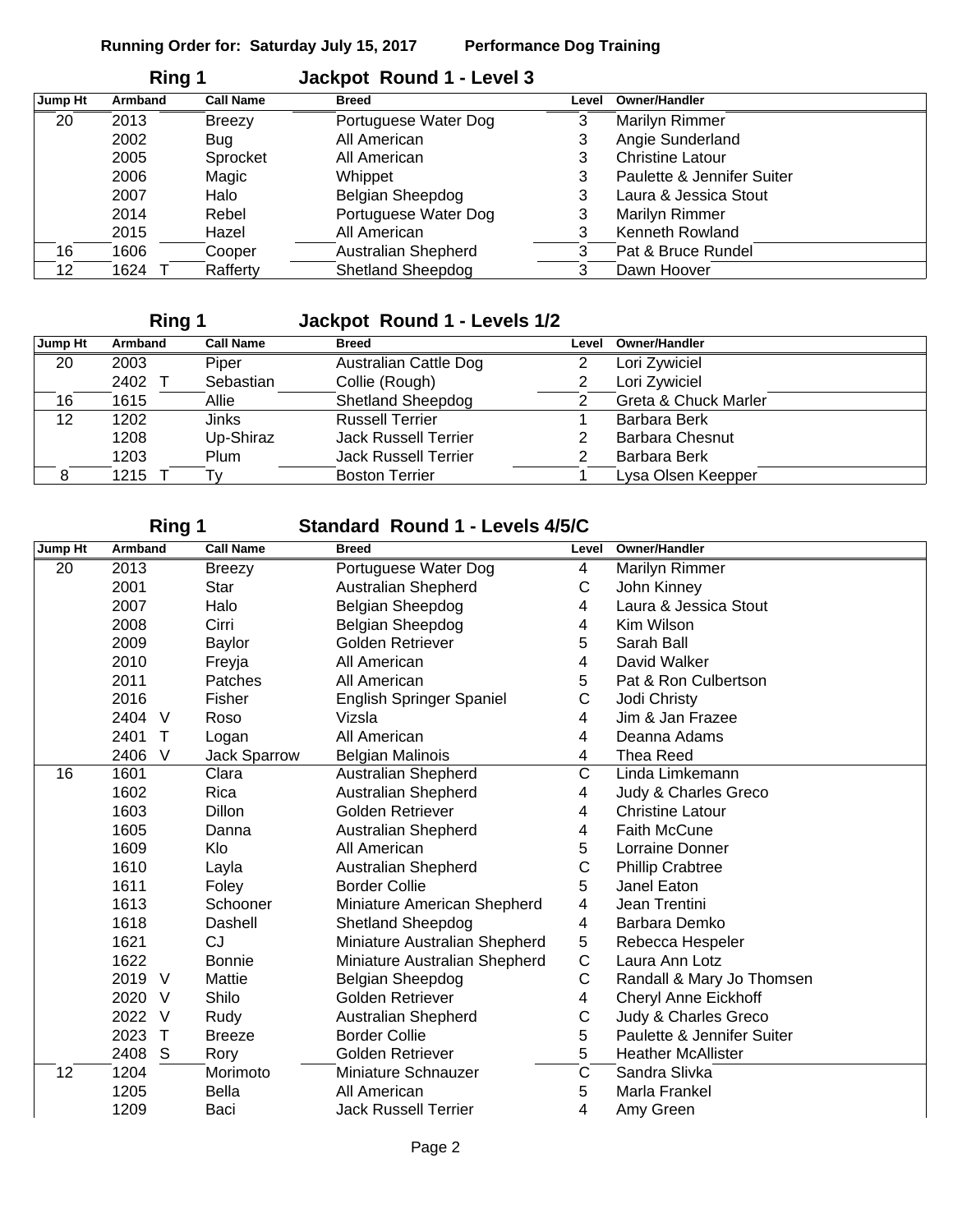**Running Order for: Saturday July 15, 2017 Performance Dog Training**

## Ring 1 Jackpot Round 1 - Level 3

| Jump Ht | Armband | | Call Name | Breed | Level | Owner/Handler |
|---|---|---|---|---|---|---|
| 20 | 2013 | | Breezy | Portuguese Water Dog | 3 | Marilyn Rimmer |
| | 2002 | | Bug | All American | 3 | Angie Sunderland |
| | 2005 | | Sprocket | All American | 3 | Christine Latour |
| | 2006 | | Magic | Whippet | 3 | Paulette & Jennifer Suiter |
| | 2007 | | Halo | Belgian Sheepdog | 3 | Laura & Jessica Stout |
| | 2014 | | Rebel | Portuguese Water Dog | 3 | Marilyn Rimmer |
| | 2015 | | Hazel | All American | 3 | Kenneth Rowland |
| 16 | 1606 | | Cooper | Australian Shepherd | 3 | Pat & Bruce Rundel |
| 12 | 1624 | T | Rafferty | Shetland Sheepdog | 3 | Dawn Hoover |

## Ring 1 Jackpot Round 1 - Levels 1/2

| Jump Ht | Armband | | Call Name | Breed | Level | Owner/Handler |
|---|---|---|---|---|---|---|
| 20 | 2003 | | Piper | Australian Cattle Dog | 2 | Lori Zywiciel |
| | 2402 | T | Sebastian | Collie (Rough) | 2 | Lori Zywiciel |
| 16 | 1615 | | Allie | Shetland Sheepdog | 2 | Greta & Chuck Marler |
| 12 | 1202 | | Jinks | Russell Terrier | 1 | Barbara Berk |
| | 1208 | | Up-Shiraz | Jack Russell Terrier | 2 | Barbara Chesnut |
| | 1203 | | Plum | Jack Russell Terrier | 2 | Barbara Berk |
| 8 | 1215 | T | Ty | Boston Terrier | 1 | Lysa Olsen Keepper |

## Ring 1 Standard Round 1 - Levels 4/5/C

| Jump Ht | Armband | | Call Name | Breed | Level | Owner/Handler |
|---|---|---|---|---|---|---|
| 20 | 2013 | | Breezy | Portuguese Water Dog | 4 | Marilyn Rimmer |
| | 2001 | | Star | Australian Shepherd | C | John Kinney |
| | 2007 | | Halo | Belgian Sheepdog | 4 | Laura & Jessica Stout |
| | 2008 | | Cirri | Belgian Sheepdog | 4 | Kim Wilson |
| | 2009 | | Baylor | Golden Retriever | 5 | Sarah Ball |
| | 2010 | | Freyja | All American | 4 | David Walker |
| | 2011 | | Patches | All American | 5 | Pat & Ron Culbertson |
| | 2016 | | Fisher | English Springer Spaniel | C | Jodi Christy |
| | 2404 | V | Roso | Vizsla | 4 | Jim & Jan Frazee |
| | 2401 | T | Logan | All American | 4 | Deanna Adams |
| | 2406 | V | Jack Sparrow | Belgian Malinois | 4 | Thea Reed |
| 16 | 1601 | | Clara | Australian Shepherd | C | Linda Limkemann |
| | 1602 | | Rica | Australian Shepherd | 4 | Judy & Charles Greco |
| | 1603 | | Dillon | Golden Retriever | 4 | Christine Latour |
| | 1605 | | Danna | Australian Shepherd | 4 | Faith McCune |
| | 1609 | | Klo | All American | 5 | Lorraine Donner |
| | 1610 | | Layla | Australian Shepherd | C | Phillip Crabtree |
| | 1611 | | Foley | Border Collie | 5 | Janel Eaton |
| | 1613 | | Schooner | Miniature American Shepherd | 4 | Jean Trentini |
| | 1618 | | Dashell | Shetland Sheepdog | 4 | Barbara Demko |
| | 1621 | | CJ | Miniature Australian Shepherd | 5 | Rebecca Hespeler |
| | 1622 | | Bonnie | Miniature Australian Shepherd | C | Laura Ann Lotz |
| | 2019 | V | Mattie | Belgian Sheepdog | C | Randall & Mary Jo Thomsen |
| | 2020 | V | Shilo | Golden Retriever | 4 | Cheryl Anne Eickhoff |
| | 2022 | V | Rudy | Australian Shepherd | C | Judy & Charles Greco |
| | 2023 | T | Breeze | Border Collie | 5 | Paulette & Jennifer Suiter |
| | 2408 | S | Rory | Golden Retriever | 5 | Heather McAllister |
| 12 | 1204 | | Morimoto | Miniature Schnauzer | C | Sandra Slivka |
| | 1205 | | Bella | All American | 5 | Marla Frankel |
| | 1209 | | Baci | Jack Russell Terrier | 4 | Amy Green |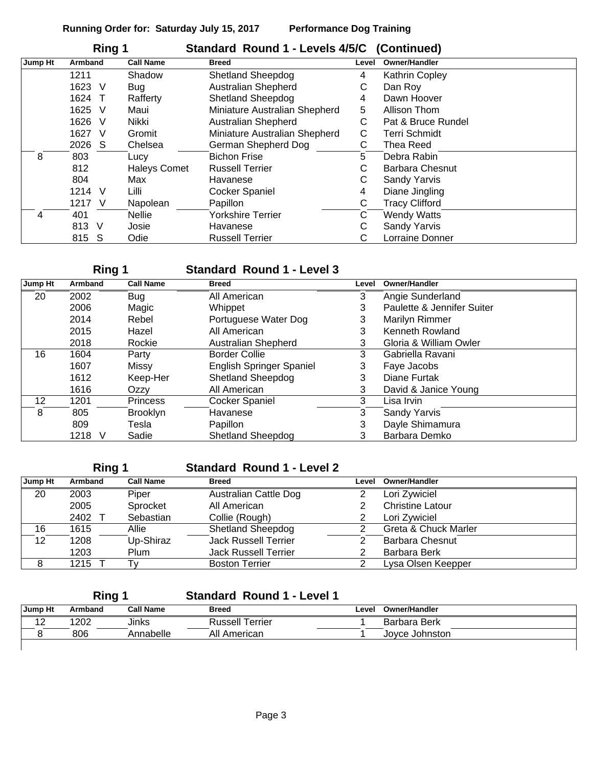**Running Order for: Saturday July 15, 2017 Performance Dog Training**

## Ring 1 Standard Round 1 - Levels 4/5/C (Continued)

| Jump Ht | Armband | Call Name | Breed | Level | Owner/Handler |
|---|---|---|---|---|---|
| | 1211 | Shadow | Shetland Sheepdog | 4 | Kathrin Copley |
| | 1623 V | Bug | Australian Shepherd | C | Dan Roy |
| | 1624 T | Rafferty | Shetland Sheepdog | 4 | Dawn Hoover |
| | 1625 V | Maui | Miniature Australian Shepherd | 5 | Allison Thom |
| | 1626 V | Nikki | Australian Shepherd | C | Pat & Bruce Rundel |
| | 1627 V | Gromit | Miniature Australian Shepherd | C | Terri Schmidt |
| | 2026 S | Chelsea | German Shepherd Dog | C | Thea Reed |
| 8 | 803 | Lucy | Bichon Frise | 5 | Debra Rabin |
| | 812 | Haleys Comet | Russell Terrier | C | Barbara Chesnut |
| | 804 | Max | Havanese | C | Sandy Yarvis |
| | 1214 V | Lilli | Cocker Spaniel | 4 | Diane Jingling |
| | 1217 V | Napolean | Papillon | C | Tracy Clifford |
| 4 | 401 | Nellie | Yorkshire Terrier | C | Wendy Watts |
| | 813 V | Josie | Havanese | C | Sandy Yarvis |
| | 815 S | Odie | Russell Terrier | C | Lorraine Donner |

## Ring 1 Standard Round 1 - Level 3

| Jump Ht | Armband | Call Name | Breed | Level | Owner/Handler |
|---|---|---|---|---|---|
| 20 | 2002 | Bug | All American | 3 | Angie Sunderland |
| | 2006 | Magic | Whippet | 3 | Paulette & Jennifer Suiter |
| | 2014 | Rebel | Portuguese Water Dog | 3 | Marilyn Rimmer |
| | 2015 | Hazel | All American | 3 | Kenneth Rowland |
| | 2018 | Rockie | Australian Shepherd | 3 | Gloria & William Owler |
| 16 | 1604 | Party | Border Collie | 3 | Gabriella Ravani |
| | 1607 | Missy | English Springer Spaniel | 3 | Faye Jacobs |
| | 1612 | Keep-Her | Shetland Sheepdog | 3 | Diane Furtak |
| | 1616 | Ozzy | All American | 3 | David & Janice Young |
| 12 | 1201 | Princess | Cocker Spaniel | 3 | Lisa Irvin |
| 8 | 805 | Brooklyn | Havanese | 3 | Sandy Yarvis |
| | 809 | Tesla | Papillon | 3 | Dayle Shimamura |
| | 1218 V | Sadie | Shetland Sheepdog | 3 | Barbara Demko |

## Ring 1 Standard Round 1 - Level 2

| Jump Ht | Armband | Call Name | Breed | Level | Owner/Handler |
|---|---|---|---|---|---|
| 20 | 2003 | Piper | Australian Cattle Dog | 2 | Lori Zywiciel |
| | 2005 | Sprocket | All American | 2 | Christine Latour |
| | 2402 T | Sebastian | Collie (Rough) | 2 | Lori Zywiciel |
| 16 | 1615 | Allie | Shetland Sheepdog | 2 | Greta & Chuck Marler |
| 12 | 1208 | Up-Shiraz | Jack Russell Terrier | 2 | Barbara Chesnut |
| | 1203 | Plum | Jack Russell Terrier | 2 | Barbara Berk |
| 8 | 1215 T | Ty | Boston Terrier | 2 | Lysa Olsen Keepper |

## Ring 1 Standard Round 1 - Level 1

| Jump Ht | Armband | Call Name | Breed | Level | Owner/Handler |
|---|---|---|---|---|---|
| 12 | 1202 | Jinks | Russell Terrier | 1 | Barbara Berk |
| 8 | 806 | Annabelle | All American | 1 | Joyce Johnston |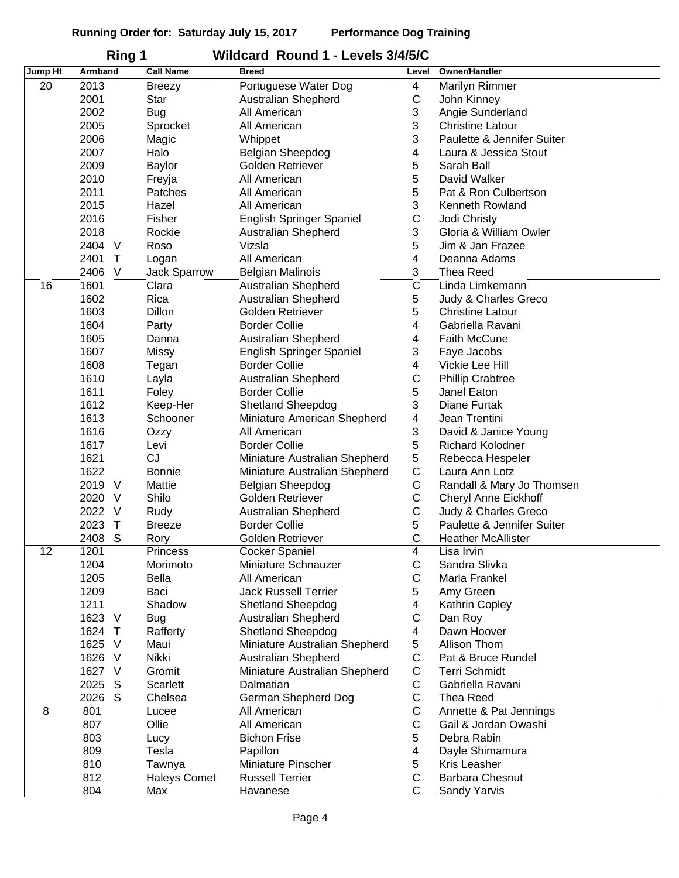**Running Order for: Saturday July 15, 2017 Performance Dog Training**

## Ring 1 Wildcard Round 1 - Levels 3/4/5/C

| Jump Ht | Armband | | Call Name | Breed | Level | Owner/Handler |
|---|---|---|---|---|---|---|
| 20 | 2013 | | Breezy | Portuguese Water Dog | 4 | Marilyn Rimmer |
| | 2001 | | Star | Australian Shepherd | C | John Kinney |
| | 2002 | | Bug | All American | 3 | Angie Sunderland |
| | 2005 | | Sprocket | All American | 3 | Christine Latour |
| | 2006 | | Magic | Whippet | 3 | Paulette & Jennifer Suiter |
| | 2007 | | Halo | Belgian Sheepdog | 4 | Laura & Jessica Stout |
| | 2009 | | Baylor | Golden Retriever | 5 | Sarah Ball |
| | 2010 | | Freyja | All American | 5 | David Walker |
| | 2011 | | Patches | All American | 5 | Pat & Ron Culbertson |
| | 2015 | | Hazel | All American | 3 | Kenneth Rowland |
| | 2016 | | Fisher | English Springer Spaniel | C | Jodi Christy |
| | 2018 | | Rockie | Australian Shepherd | 3 | Gloria & William Owler |
| | 2404 | V | Roso | Vizsla | 5 | Jim & Jan Frazee |
| | 2401 | T | Logan | All American | 4 | Deanna Adams |
| | 2406 | V | Jack Sparrow | Belgian Malinois | 3 | Thea Reed |
| 16 | 1601 | | Clara | Australian Shepherd | C | Linda Limkemann |
| | 1602 | | Rica | Australian Shepherd | 5 | Judy & Charles Greco |
| | 1603 | | Dillon | Golden Retriever | 5 | Christine Latour |
| | 1604 | | Party | Border Collie | 4 | Gabriella Ravani |
| | 1605 | | Danna | Australian Shepherd | 4 | Faith McCune |
| | 1607 | | Missy | English Springer Spaniel | 3 | Faye Jacobs |
| | 1608 | | Tegan | Border Collie | 4 | Vickie Lee Hill |
| | 1610 | | Layla | Australian Shepherd | C | Phillip Crabtree |
| | 1611 | | Foley | Border Collie | 5 | Janel Eaton |
| | 1612 | | Keep-Her | Shetland Sheepdog | 3 | Diane Furtak |
| | 1613 | | Schooner | Miniature American Shepherd | 4 | Jean Trentini |
| | 1616 | | Ozzy | All American | 3 | David & Janice Young |
| | 1617 | | Levi | Border Collie | 5 | Richard Kolodner |
| | 1621 | | CJ | Miniature Australian Shepherd | 5 | Rebecca Hespeler |
| | 1622 | | Bonnie | Miniature Australian Shepherd | C | Laura Ann Lotz |
| | 2019 | V | Mattie | Belgian Sheepdog | C | Randall & Mary Jo Thomsen |
| | 2020 | V | Shilo | Golden Retriever | C | Cheryl Anne Eickhoff |
| | 2022 | V | Rudy | Australian Shepherd | C | Judy & Charles Greco |
| | 2023 | T | Breeze | Border Collie | 5 | Paulette & Jennifer Suiter |
| | 2408 | S | Rory | Golden Retriever | C | Heather McAllister |
| 12 | 1201 | | Princess | Cocker Spaniel | 4 | Lisa Irvin |
| | 1204 | | Morimoto | Miniature Schnauzer | C | Sandra Slivka |
| | 1205 | | Bella | All American | C | Marla Frankel |
| | 1209 | | Baci | Jack Russell Terrier | 5 | Amy Green |
| | 1211 | | Shadow | Shetland Sheepdog | 4 | Kathrin Copley |
| | 1623 | V | Bug | Australian Shepherd | C | Dan Roy |
| | 1624 | T | Rafferty | Shetland Sheepdog | 4 | Dawn Hoover |
| | 1625 | V | Maui | Miniature Australian Shepherd | 5 | Allison Thom |
| | 1626 | V | Nikki | Australian Shepherd | C | Pat & Bruce Rundel |
| | 1627 | V | Gromit | Miniature Australian Shepherd | C | Terri Schmidt |
| | 2025 | S | Scarlett | Dalmatian | C | Gabriella Ravani |
| | 2026 | S | Chelsea | German Shepherd Dog | C | Thea Reed |
| 8 | 801 | | Lucee | All American | C | Annette & Pat Jennings |
| | 807 | | Ollie | All American | C | Gail & Jordan Owashi |
| | 803 | | Lucy | Bichon Frise | 5 | Debra Rabin |
| | 809 | | Tesla | Papillon | 4 | Dayle Shimamura |
| | 810 | | Tawnya | Miniature Pinscher | 5 | Kris Leasher |
| | 812 | | Haleys Comet | Russell Terrier | C | Barbara Chesnut |
| | 804 | | Max | Havanese | C | Sandy Yarvis |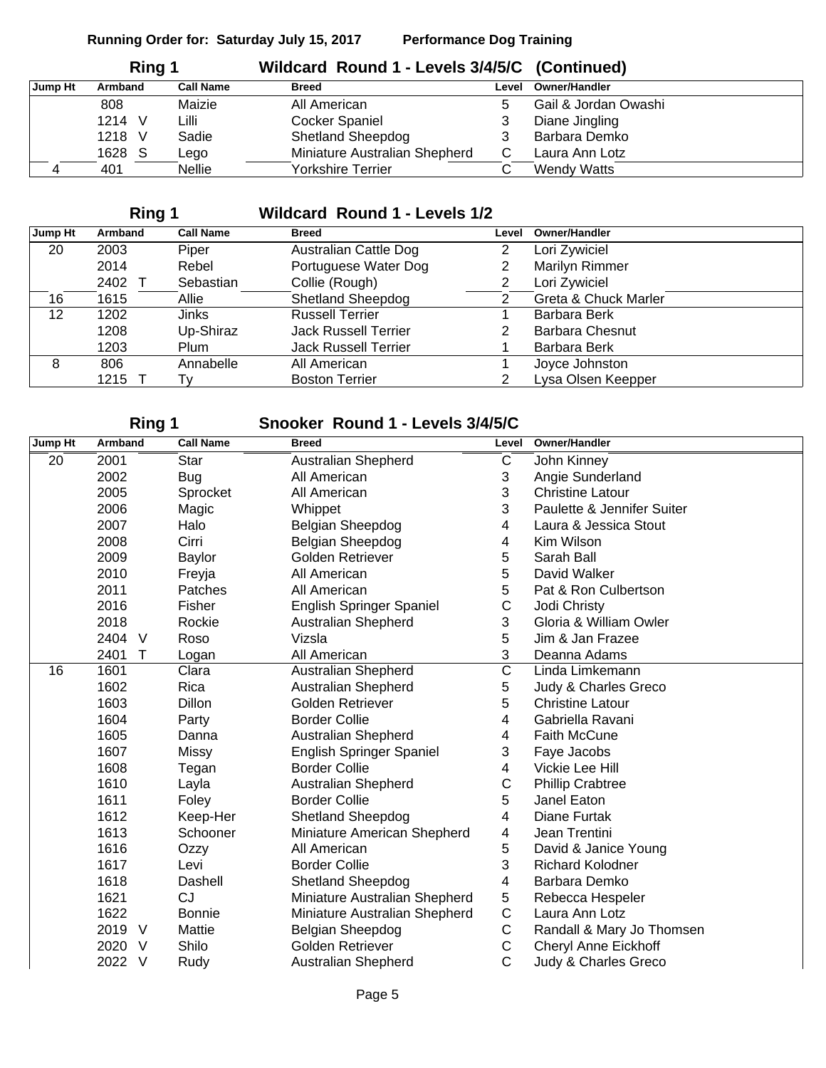**Running Order for: Saturday July 15, 2017 Performance Dog Training**

## Ring 1 Wildcard Round 1 - Levels 3/4/5/C (Continued)

| Jump Ht | Armband | Call Name | Breed | Level | Owner/Handler |
|---|---|---|---|---|---|
| | 808 | Maizie | All American | 5 | Gail & Jordan Owashi |
| | 1214 V | Lilli | Cocker Spaniel | 3 | Diane Jingling |
| | 1218 V | Sadie | Shetland Sheepdog | 3 | Barbara Demko |
| | 1628 S | Lego | Miniature Australian Shepherd | C | Laura Ann Lotz |
| 4 | 401 | Nellie | Yorkshire Terrier | C | Wendy Watts |

## Ring 1 Wildcard Round 1 - Levels 1/2

| Jump Ht | Armband | Call Name | Breed | Level | Owner/Handler |
|---|---|---|---|---|---|
| 20 | 2003 | Piper | Australian Cattle Dog | 2 | Lori Zywiciel |
| | 2014 | Rebel | Portuguese Water Dog | 2 | Marilyn Rimmer |
| | 2402 T | Sebastian | Collie (Rough) | 2 | Lori Zywiciel |
| 16 | 1615 | Allie | Shetland Sheepdog | 2 | Greta & Chuck Marler |
| 12 | 1202 | Jinks | Russell Terrier | 1 | Barbara Berk |
| | 1208 | Up-Shiraz | Jack Russell Terrier | 2 | Barbara Chesnut |
| | 1203 | Plum | Jack Russell Terrier | 1 | Barbara Berk |
| 8 | 806 | Annabelle | All American | 1 | Joyce Johnston |
| | 1215 T | Ty | Boston Terrier | 2 | Lysa Olsen Keepper |

## Ring 1 Snooker Round 1 - Levels 3/4/5/C

| Jump Ht | Armband | Call Name | Breed | Level | Owner/Handler |
|---|---|---|---|---|---|
| 20 | 2001 | Star | Australian Shepherd | C | John Kinney |
| | 2002 | Bug | All American | 3 | Angie Sunderland |
| | 2005 | Sprocket | All American | 3 | Christine Latour |
| | 2006 | Magic | Whippet | 3 | Paulette & Jennifer Suiter |
| | 2007 | Halo | Belgian Sheepdog | 4 | Laura & Jessica Stout |
| | 2008 | Cirri | Belgian Sheepdog | 4 | Kim Wilson |
| | 2009 | Baylor | Golden Retriever | 5 | Sarah Ball |
| | 2010 | Freyja | All American | 5 | David Walker |
| | 2011 | Patches | All American | 5 | Pat & Ron Culbertson |
| | 2016 | Fisher | English Springer Spaniel | C | Jodi Christy |
| | 2018 | Rockie | Australian Shepherd | 3 | Gloria & William Owler |
| | 2404 V | Roso | Vizsla | 5 | Jim & Jan Frazee |
| | 2401 T | Logan | All American | 3 | Deanna Adams |
| 16 | 1601 | Clara | Australian Shepherd | C | Linda Limkemann |
| | 1602 | Rica | Australian Shepherd | 5 | Judy & Charles Greco |
| | 1603 | Dillon | Golden Retriever | 5 | Christine Latour |
| | 1604 | Party | Border Collie | 4 | Gabriella Ravani |
| | 1605 | Danna | Australian Shepherd | 4 | Faith McCune |
| | 1607 | Missy | English Springer Spaniel | 3 | Faye Jacobs |
| | 1608 | Tegan | Border Collie | 4 | Vickie Lee Hill |
| | 1610 | Layla | Australian Shepherd | C | Phillip Crabtree |
| | 1611 | Foley | Border Collie | 5 | Janel Eaton |
| | 1612 | Keep-Her | Shetland Sheepdog | 4 | Diane Furtak |
| | 1613 | Schooner | Miniature American Shepherd | 4 | Jean Trentini |
| | 1616 | Ozzy | All American | 5 | David & Janice Young |
| | 1617 | Levi | Border Collie | 3 | Richard Kolodner |
| | 1618 | Dashell | Shetland Sheepdog | 4 | Barbara Demko |
| | 1621 | CJ | Miniature Australian Shepherd | 5 | Rebecca Hespeler |
| | 1622 | Bonnie | Miniature Australian Shepherd | C | Laura Ann Lotz |
| | 2019 V | Mattie | Belgian Sheepdog | C | Randall & Mary Jo Thomsen |
| | 2020 V | Shilo | Golden Retriever | C | Cheryl Anne Eickhoff |
| | 2022 V | Rudy | Australian Shepherd | C | Judy & Charles Greco |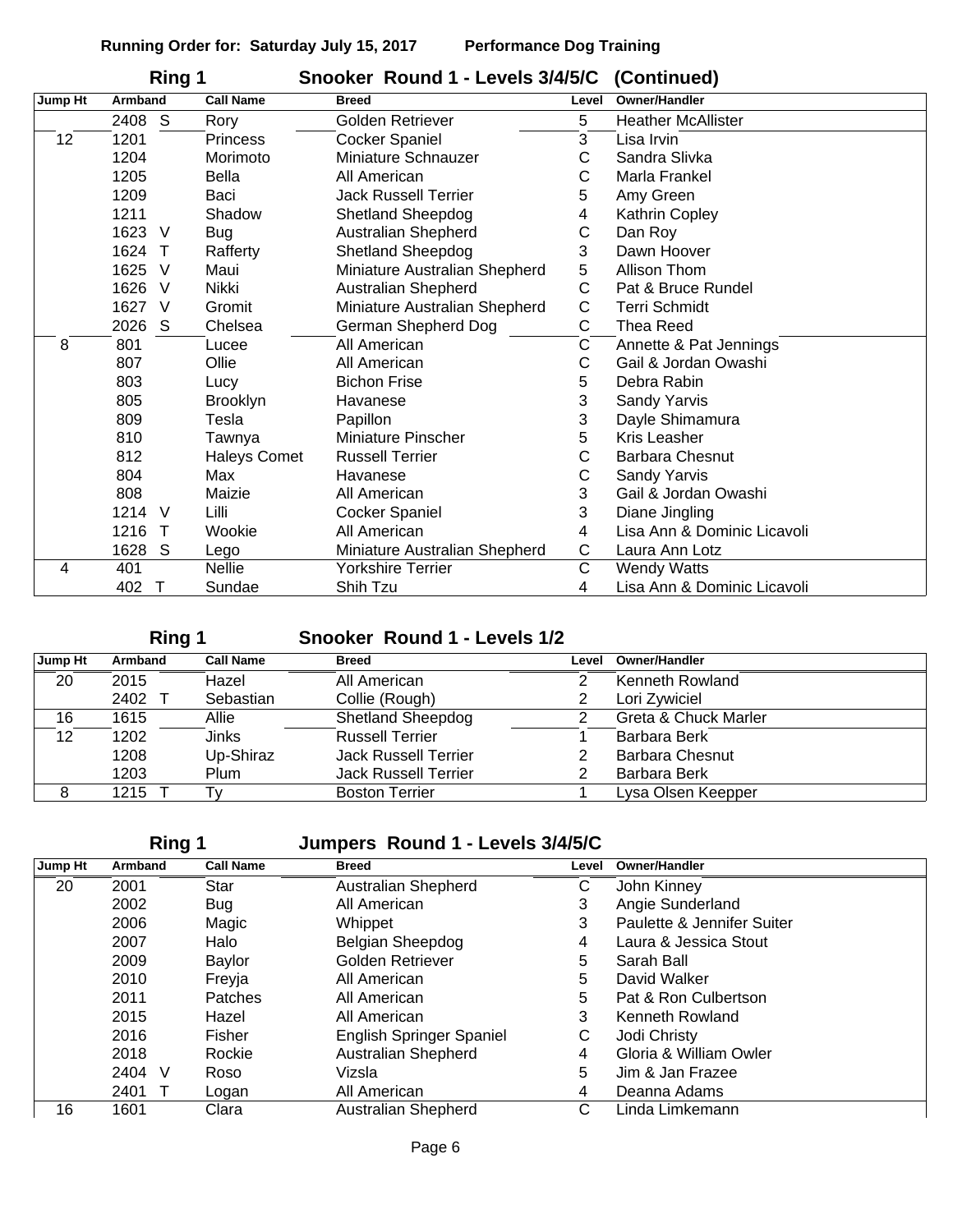**Running Order for: Saturday July 15, 2017 — Performance Dog Training**

## Ring 1 — Snooker Round 1 - Levels 3/4/5/C (Continued)

| Jump Ht | Armband | | Call Name | Breed | Level | Owner/Handler |
|---|---|---|---|---|---|---|
| | 2408 | S | Rory | Golden Retriever | 5 | Heather McAllister |
| 12 | 1201 | | Princess | Cocker Spaniel | 3 | Lisa Irvin |
| | 1204 | | Morimoto | Miniature Schnauzer | C | Sandra Slivka |
| | 1205 | | Bella | All American | C | Marla Frankel |
| | 1209 | | Baci | Jack Russell Terrier | 5 | Amy Green |
| | 1211 | | Shadow | Shetland Sheepdog | 4 | Kathrin Copley |
| | 1623 | V | Bug | Australian Shepherd | C | Dan Roy |
| | 1624 | T | Rafferty | Shetland Sheepdog | 3 | Dawn Hoover |
| | 1625 | V | Maui | Miniature Australian Shepherd | 5 | Allison Thom |
| | 1626 | V | Nikki | Australian Shepherd | C | Pat & Bruce Rundel |
| | 1627 | V | Gromit | Miniature Australian Shepherd | C | Terri Schmidt |
| | 2026 | S | Chelsea | German Shepherd Dog | C | Thea Reed |
| 8 | 801 | | Lucee | All American | C | Annette & Pat Jennings |
| | 807 | | Ollie | All American | C | Gail & Jordan Owashi |
| | 803 | | Lucy | Bichon Frise | 5 | Debra Rabin |
| | 805 | | Brooklyn | Havanese | 3 | Sandy Yarvis |
| | 809 | | Tesla | Papillon | 3 | Dayle Shimamura |
| | 810 | | Tawnya | Miniature Pinscher | 5 | Kris Leasher |
| | 812 | | Haleys Comet | Russell Terrier | C | Barbara Chesnut |
| | 804 | | Max | Havanese | C | Sandy Yarvis |
| | 808 | | Maizie | All American | 3 | Gail & Jordan Owashi |
| | 1214 | V | Lilli | Cocker Spaniel | 3 | Diane Jingling |
| | 1216 | T | Wookie | All American | 4 | Lisa Ann & Dominic Licavoli |
| | 1628 | S | Lego | Miniature Australian Shepherd | C | Laura Ann Lotz |
| 4 | 401 | | Nellie | Yorkshire Terrier | C | Wendy Watts |
| | 402 | T | Sundae | Shih Tzu | 4 | Lisa Ann & Dominic Licavoli |

## Ring 1 — Snooker Round 1 - Levels 1/2

| Jump Ht | Armband | | Call Name | Breed | Level | Owner/Handler |
|---|---|---|---|---|---|---|
| 20 | 2015 | | Hazel | All American | 2 | Kenneth Rowland |
| | 2402 | T | Sebastian | Collie (Rough) | 2 | Lori Zywiciel |
| 16 | 1615 | | Allie | Shetland Sheepdog | 2 | Greta & Chuck Marler |
| 12 | 1202 | | Jinks | Russell Terrier | 1 | Barbara Berk |
| | 1208 | | Up-Shiraz | Jack Russell Terrier | 2 | Barbara Chesnut |
| | 1203 | | Plum | Jack Russell Terrier | 2 | Barbara Berk |
| 8 | 1215 | T | Ty | Boston Terrier | 1 | Lysa Olsen Keepper |

## Ring 1 — Jumpers Round 1 - Levels 3/4/5/C

| Jump Ht | Armband | | Call Name | Breed | Level | Owner/Handler |
|---|---|---|---|---|---|---|
| 20 | 2001 | | Star | Australian Shepherd | C | John Kinney |
| | 2002 | | Bug | All American | 3 | Angie Sunderland |
| | 2006 | | Magic | Whippet | 3 | Paulette & Jennifer Suiter |
| | 2007 | | Halo | Belgian Sheepdog | 4 | Laura & Jessica Stout |
| | 2009 | | Baylor | Golden Retriever | 5 | Sarah Ball |
| | 2010 | | Freyja | All American | 5 | David Walker |
| | 2011 | | Patches | All American | 5 | Pat & Ron Culbertson |
| | 2015 | | Hazel | All American | 3 | Kenneth Rowland |
| | 2016 | | Fisher | English Springer Spaniel | C | Jodi Christy |
| | 2018 | | Rockie | Australian Shepherd | 4 | Gloria & William Owler |
| | 2404 | V | Roso | Vizsla | 5 | Jim & Jan Frazee |
| | 2401 | T | Logan | All American | 4 | Deanna Adams |
| 16 | 1601 | | Clara | Australian Shepherd | C | Linda Limkemann |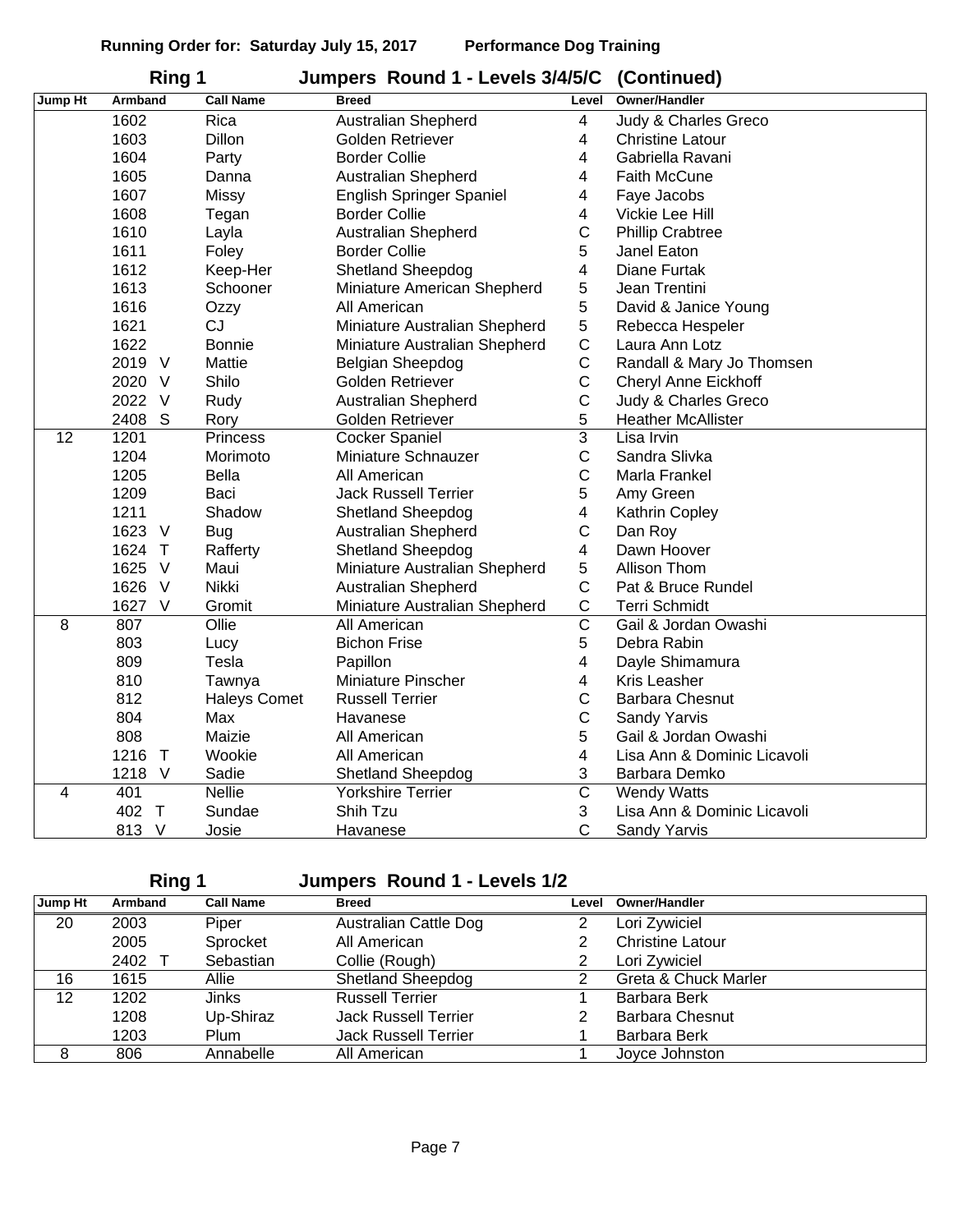**Running Order for: Saturday July 15, 2017 Performance Dog Training**

## Ring 1 Jumpers Round 1 - Levels 3/4/5/C (Continued)

| Jump Ht | Armband | Call Name | Breed | Level | Owner/Handler |
|---|---|---|---|---|---|
| | 1602 | Rica | Australian Shepherd | 4 | Judy & Charles Greco |
| | 1603 | Dillon | Golden Retriever | 4 | Christine Latour |
| | 1604 | Party | Border Collie | 4 | Gabriella Ravani |
| | 1605 | Danna | Australian Shepherd | 4 | Faith McCune |
| | 1607 | Missy | English Springer Spaniel | 4 | Faye Jacobs |
| | 1608 | Tegan | Border Collie | 4 | Vickie Lee Hill |
| | 1610 | Layla | Australian Shepherd | C | Phillip Crabtree |
| | 1611 | Foley | Border Collie | 5 | Janel Eaton |
| | 1612 | Keep-Her | Shetland Sheepdog | 4 | Diane Furtak |
| | 1613 | Schooner | Miniature American Shepherd | 5 | Jean Trentini |
| | 1616 | Ozzy | All American | 5 | David & Janice Young |
| | 1621 | CJ | Miniature Australian Shepherd | 5 | Rebecca Hespeler |
| | 1622 | Bonnie | Miniature Australian Shepherd | C | Laura Ann Lotz |
| | 2019 V | Mattie | Belgian Sheepdog | C | Randall & Mary Jo Thomsen |
| | 2020 V | Shilo | Golden Retriever | C | Cheryl Anne Eickhoff |
| | 2022 V | Rudy | Australian Shepherd | C | Judy & Charles Greco |
| | 2408 S | Rory | Golden Retriever | 5 | Heather McAllister |
| 12 | 1201 | Princess | Cocker Spaniel | 3 | Lisa Irvin |
| | 1204 | Morimoto | Miniature Schnauzer | C | Sandra Slivka |
| | 1205 | Bella | All American | C | Marla Frankel |
| | 1209 | Baci | Jack Russell Terrier | 5 | Amy Green |
| | 1211 | Shadow | Shetland Sheepdog | 4 | Kathrin Copley |
| | 1623 V | Bug | Australian Shepherd | C | Dan Roy |
| | 1624 T | Rafferty | Shetland Sheepdog | 4 | Dawn Hoover |
| | 1625 V | Maui | Miniature Australian Shepherd | 5 | Allison Thom |
| | 1626 V | Nikki | Australian Shepherd | C | Pat & Bruce Rundel |
| | 1627 V | Gromit | Miniature Australian Shepherd | C | Terri Schmidt |
| 8 | 807 | Ollie | All American | C | Gail & Jordan Owashi |
| | 803 | Lucy | Bichon Frise | 5 | Debra Rabin |
| | 809 | Tesla | Papillon | 4 | Dayle Shimamura |
| | 810 | Tawnya | Miniature Pinscher | 4 | Kris Leasher |
| | 812 | Haleys Comet | Russell Terrier | C | Barbara Chesnut |
| | 804 | Max | Havanese | C | Sandy Yarvis |
| | 808 | Maizie | All American | 5 | Gail & Jordan Owashi |
| | 1216 T | Wookie | All American | 4 | Lisa Ann & Dominic Licavoli |
| | 1218 V | Sadie | Shetland Sheepdog | 3 | Barbara Demko |
| 4 | 401 | Nellie | Yorkshire Terrier | C | Wendy Watts |
| | 402 T | Sundae | Shih Tzu | 3 | Lisa Ann & Dominic Licavoli |
| | 813 V | Josie | Havanese | C | Sandy Yarvis |

## Ring 1 Jumpers Round 1 - Levels 1/2

| Jump Ht | Armband | Call Name | Breed | Level | Owner/Handler |
|---|---|---|---|---|---|
| 20 | 2003 | Piper | Australian Cattle Dog | 2 | Lori Zywiciel |
| | 2005 | Sprocket | All American | 2 | Christine Latour |
| | 2402 T | Sebastian | Collie (Rough) | 2 | Lori Zywiciel |
| 16 | 1615 | Allie | Shetland Sheepdog | 2 | Greta & Chuck Marler |
| 12 | 1202 | Jinks | Russell Terrier | 1 | Barbara Berk |
| | 1208 | Up-Shiraz | Jack Russell Terrier | 2 | Barbara Chesnut |
| | 1203 | Plum | Jack Russell Terrier | 1 | Barbara Berk |
| 8 | 806 | Annabelle | All American | 1 | Joyce Johnston |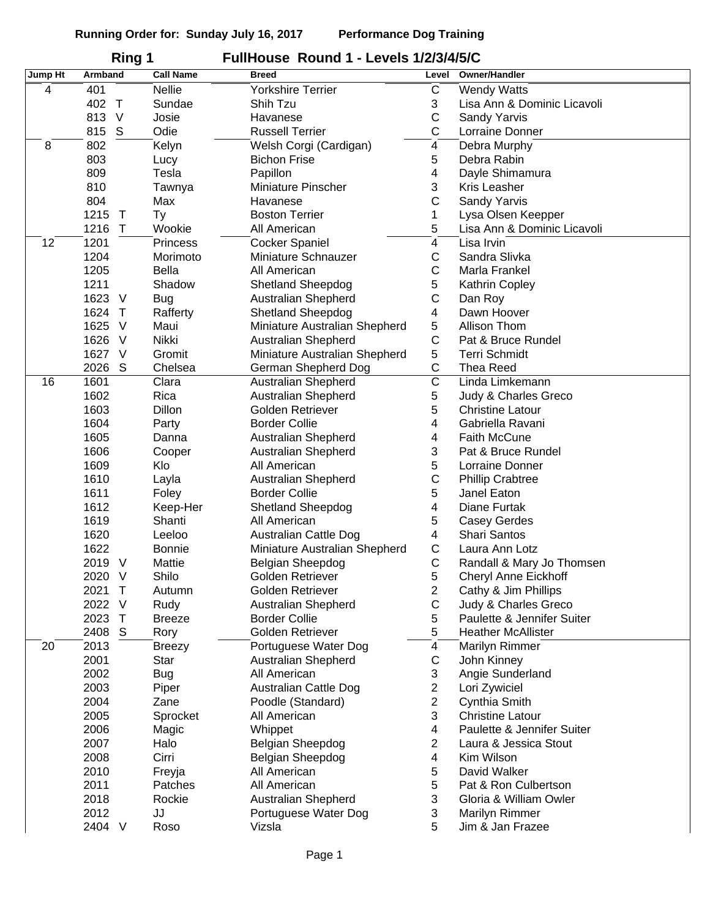**Running Order for: Sunday July 16, 2017** **Performance Dog Training**

## Ring 1 FullHouse Round 1 - Levels 1/2/3/4/5/C

| Jump Ht | Armband | | Call Name | Breed | Level | Owner/Handler |
|---|---|---|---|---|---|---|
| 4 | 401 | | Nellie | Yorkshire Terrier | C | Wendy Watts |
| | 402 | T | Sundae | Shih Tzu | 3 | Lisa Ann & Dominic Licavoli |
| | 813 | V | Josie | Havanese | C | Sandy Yarvis |
| | 815 | S | Odie | Russell Terrier | C | Lorraine Donner |
| 8 | 802 | | Kelyn | Welsh Corgi (Cardigan) | 4 | Debra Murphy |
| | 803 | | Lucy | Bichon Frise | 5 | Debra Rabin |
| | 809 | | Tesla | Papillon | 4 | Dayle Shimamura |
| | 810 | | Tawnya | Miniature Pinscher | 3 | Kris Leasher |
| | 804 | | Max | Havanese | C | Sandy Yarvis |
| | 1215 | T | Ty | Boston Terrier | 1 | Lysa Olsen Keepper |
| | 1216 | T | Wookie | All American | 5 | Lisa Ann & Dominic Licavoli |
| 12 | 1201 | | Princess | Cocker Spaniel | 4 | Lisa Irvin |
| | 1204 | | Morimoto | Miniature Schnauzer | C | Sandra Slivka |
| | 1205 | | Bella | All American | C | Marla Frankel |
| | 1211 | | Shadow | Shetland Sheepdog | 5 | Kathrin Copley |
| | 1623 | V | Bug | Australian Shepherd | C | Dan Roy |
| | 1624 | T | Rafferty | Shetland Sheepdog | 4 | Dawn Hoover |
| | 1625 | V | Maui | Miniature Australian Shepherd | 5 | Allison Thom |
| | 1626 | V | Nikki | Australian Shepherd | C | Pat & Bruce Rundel |
| | 1627 | V | Gromit | Miniature Australian Shepherd | 5 | Terri Schmidt |
| | 2026 | S | Chelsea | German Shepherd Dog | C | Thea Reed |
| 16 | 1601 | | Clara | Australian Shepherd | C | Linda Limkemann |
| | 1602 | | Rica | Australian Shepherd | 5 | Judy & Charles Greco |
| | 1603 | | Dillon | Golden Retriever | 5 | Christine Latour |
| | 1604 | | Party | Border Collie | 4 | Gabriella Ravani |
| | 1605 | | Danna | Australian Shepherd | 4 | Faith McCune |
| | 1606 | | Cooper | Australian Shepherd | 3 | Pat & Bruce Rundel |
| | 1609 | | Klo | All American | 5 | Lorraine Donner |
| | 1610 | | Layla | Australian Shepherd | C | Phillip Crabtree |
| | 1611 | | Foley | Border Collie | 5 | Janel Eaton |
| | 1612 | | Keep-Her | Shetland Sheepdog | 4 | Diane Furtak |
| | 1619 | | Shanti | All American | 5 | Casey Gerdes |
| | 1620 | | Leeloo | Australian Cattle Dog | 4 | Shari Santos |
| | 1622 | | Bonnie | Miniature Australian Shepherd | C | Laura Ann Lotz |
| | 2019 | V | Mattie | Belgian Sheepdog | C | Randall & Mary Jo Thomsen |
| | 2020 | V | Shilo | Golden Retriever | 5 | Cheryl Anne Eickhoff |
| | 2021 | T | Autumn | Golden Retriever | 2 | Cathy & Jim Phillips |
| | 2022 | V | Rudy | Australian Shepherd | C | Judy & Charles Greco |
| | 2023 | T | Breeze | Border Collie | 5 | Paulette & Jennifer Suiter |
| | 2408 | S | Rory | Golden Retriever | 5 | Heather McAllister |
| 20 | 2013 | | Breezy | Portuguese Water Dog | 4 | Marilyn Rimmer |
| | 2001 | | Star | Australian Shepherd | C | John Kinney |
| | 2002 | | Bug | All American | 3 | Angie Sunderland |
| | 2003 | | Piper | Australian Cattle Dog | 2 | Lori Zywiciel |
| | 2004 | | Zane | Poodle (Standard) | 2 | Cynthia Smith |
| | 2005 | | Sprocket | All American | 3 | Christine Latour |
| | 2006 | | Magic | Whippet | 4 | Paulette & Jennifer Suiter |
| | 2007 | | Halo | Belgian Sheepdog | 2 | Laura & Jessica Stout |
| | 2008 | | Cirri | Belgian Sheepdog | 4 | Kim Wilson |
| | 2010 | | Freyja | All American | 5 | David Walker |
| | 2011 | | Patches | All American | 5 | Pat & Ron Culbertson |
| | 2018 | | Rockie | Australian Shepherd | 3 | Gloria & William Owler |
| | 2012 | | JJ | Portuguese Water Dog | 3 | Marilyn Rimmer |
| | 2404 | V | Roso | Vizsla | 5 | Jim & Jan Frazee |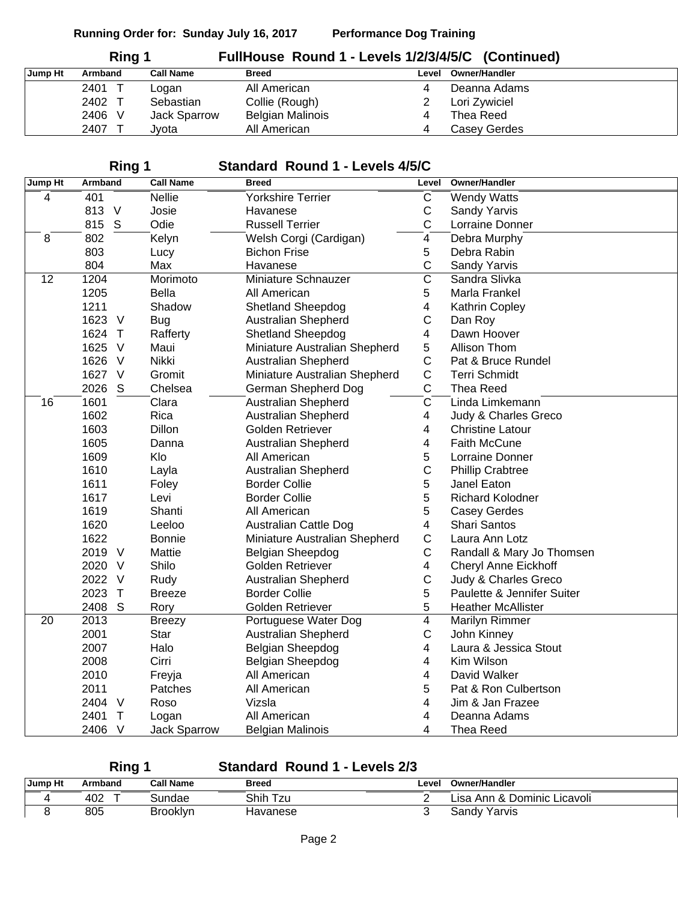**Running Order for: Sunday July 16, 2017** **Performance Dog Training**

## Ring 1 FullHouse Round 1 - Levels 1/2/3/4/5/C (Continued)

| Jump Ht | Armband | | Call Name | Breed | Level | Owner/Handler |
|---|---|---|---|---|---|---|
| | 2401 | T | Logan | All American | 4 | Deanna Adams |
| | 2402 | T | Sebastian | Collie (Rough) | 2 | Lori Zywiciel |
| | 2406 | V | Jack Sparrow | Belgian Malinois | 4 | Thea Reed |
| | 2407 | T | Jyota | All American | 4 | Casey Gerdes |

## Ring 1 Standard Round 1 - Levels 4/5/C

| Jump Ht | Armband | | Call Name | Breed | Level | Owner/Handler |
|---|---|---|---|---|---|---|
| 4 | 401 | | Nellie | Yorkshire Terrier | C | Wendy Watts |
| | 813 | V | Josie | Havanese | C | Sandy Yarvis |
| | 815 | S | Odie | Russell Terrier | C | Lorraine Donner |
| 8 | 802 | | Kelyn | Welsh Corgi (Cardigan) | 4 | Debra Murphy |
| | 803 | | Lucy | Bichon Frise | 5 | Debra Rabin |
| | 804 | | Max | Havanese | C | Sandy Yarvis |
| 12 | 1204 | | Morimoto | Miniature Schnauzer | C | Sandra Slivka |
| | 1205 | | Bella | All American | 5 | Marla Frankel |
| | 1211 | | Shadow | Shetland Sheepdog | 4 | Kathrin Copley |
| | 1623 | V | Bug | Australian Shepherd | C | Dan Roy |
| | 1624 | T | Rafferty | Shetland Sheepdog | 4 | Dawn Hoover |
| | 1625 | V | Maui | Miniature Australian Shepherd | 5 | Allison Thom |
| | 1626 | V | Nikki | Australian Shepherd | C | Pat & Bruce Rundel |
| | 1627 | V | Gromit | Miniature Australian Shepherd | C | Terri Schmidt |
| | 2026 | S | Chelsea | German Shepherd Dog | C | Thea Reed |
| 16 | 1601 | | Clara | Australian Shepherd | C | Linda Limkemann |
| | 1602 | | Rica | Australian Shepherd | 4 | Judy & Charles Greco |
| | 1603 | | Dillon | Golden Retriever | 4 | Christine Latour |
| | 1605 | | Danna | Australian Shepherd | 4 | Faith McCune |
| | 1609 | | Klo | All American | 5 | Lorraine Donner |
| | 1610 | | Layla | Australian Shepherd | C | Phillip Crabtree |
| | 1611 | | Foley | Border Collie | 5 | Janel Eaton |
| | 1617 | | Levi | Border Collie | 5 | Richard Kolodner |
| | 1619 | | Shanti | All American | 5 | Casey Gerdes |
| | 1620 | | Leeloo | Australian Cattle Dog | 4 | Shari Santos |
| | 1622 | | Bonnie | Miniature Australian Shepherd | C | Laura Ann Lotz |
| | 2019 | V | Mattie | Belgian Sheepdog | C | Randall & Mary Jo Thomsen |
| | 2020 | V | Shilo | Golden Retriever | 4 | Cheryl Anne Eickhoff |
| | 2022 | V | Rudy | Australian Shepherd | C | Judy & Charles Greco |
| | 2023 | T | Breeze | Border Collie | 5 | Paulette & Jennifer Suiter |
| | 2408 | S | Rory | Golden Retriever | 5 | Heather McAllister |
| 20 | 2013 | | Breezy | Portuguese Water Dog | 4 | Marilyn Rimmer |
| | 2001 | | Star | Australian Shepherd | C | John Kinney |
| | 2007 | | Halo | Belgian Sheepdog | 4 | Laura & Jessica Stout |
| | 2008 | | Cirri | Belgian Sheepdog | 4 | Kim Wilson |
| | 2010 | | Freyja | All American | 4 | David Walker |
| | 2011 | | Patches | All American | 5 | Pat & Ron Culbertson |
| | 2404 | V | Roso | Vizsla | 4 | Jim & Jan Frazee |
| | 2401 | T | Logan | All American | 4 | Deanna Adams |
| | 2406 | V | Jack Sparrow | Belgian Malinois | 4 | Thea Reed |

## Ring 1 Standard Round 1 - Levels 2/3

| Jump Ht | Armband | | Call Name | Breed | Level | Owner/Handler |
|---|---|---|---|---|---|---|
| 4 | 402 | T | Sundae | Shih Tzu | 2 | Lisa Ann & Dominic Licavoli |
| 8 | 805 | | Brooklyn | Havanese | 3 | Sandy Yarvis |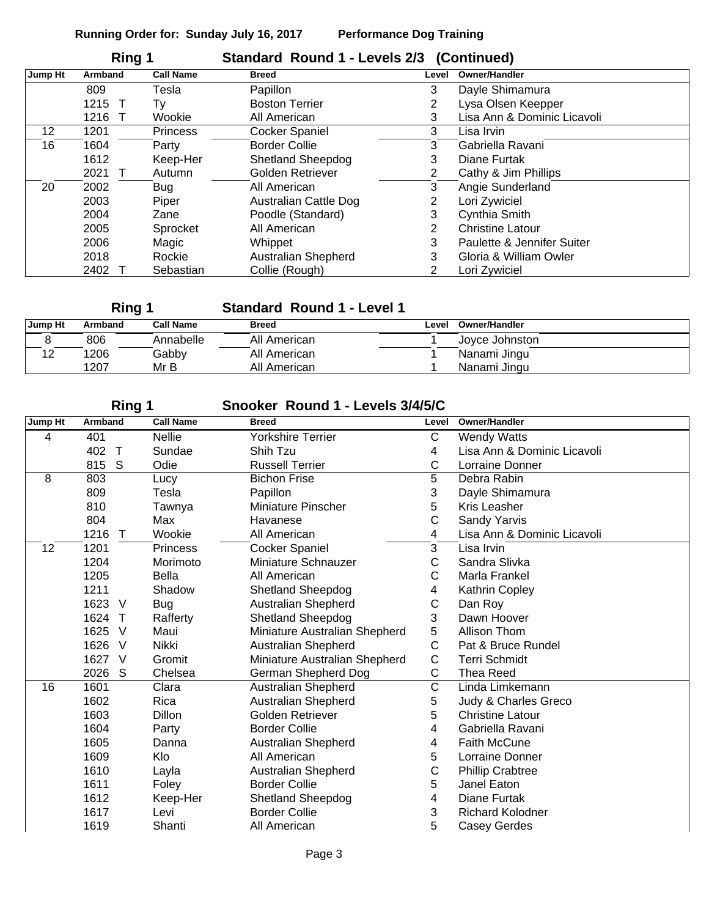**Running Order for: Sunday July 16, 2017 Performance Dog Training**

## Ring 1 — Standard Round 1 - Levels 2/3 (Continued)

| Jump Ht | Armband | | Call Name | Breed | Level | Owner/Handler |
|---|---|---|---|---|---|---|
| | 809 | | Tesla | Papillon | 3 | Dayle Shimamura |
| | 1215 | T | Ty | Boston Terrier | 2 | Lysa Olsen Keepper |
| | 1216 | T | Wookie | All American | 3 | Lisa Ann & Dominic Licavoli |
| 12 | 1201 | | Princess | Cocker Spaniel | 3 | Lisa Irvin |
| 16 | 1604 | | Party | Border Collie | 3 | Gabriella Ravani |
| | 1612 | | Keep-Her | Shetland Sheepdog | 3 | Diane Furtak |
| | 2021 | T | Autumn | Golden Retriever | 2 | Cathy & Jim Phillips |
| 20 | 2002 | | Bug | All American | 3 | Angie Sunderland |
| | 2003 | | Piper | Australian Cattle Dog | 2 | Lori Zywiciel |
| | 2004 | | Zane | Poodle (Standard) | 3 | Cynthia Smith |
| | 2005 | | Sprocket | All American | 2 | Christine Latour |
| | 2006 | | Magic | Whippet | 3 | Paulette & Jennifer Suiter |
| | 2018 | | Rockie | Australian Shepherd | 3 | Gloria & William Owler |
| | 2402 | T | Sebastian | Collie (Rough) | 2 | Lori Zywiciel |

## Ring 1 — Standard Round 1 - Level 1

| Jump Ht | Armband | Call Name | Breed | Level | Owner/Handler |
|---|---|---|---|---|---|
| 8 | 806 | Annabelle | All American | 1 | Joyce Johnston |
| 12 | 1206 | Gabby | All American | 1 | Nanami Jingu |
| | 1207 | Mr B | All American | 1 | Nanami Jingu |

## Ring 1 — Snooker Round 1 - Levels 3/4/5/C

| Jump Ht | Armband | | Call Name | Breed | Level | Owner/Handler |
|---|---|---|---|---|---|---|
| 4 | 401 | | Nellie | Yorkshire Terrier | C | Wendy Watts |
| | 402 | T | Sundae | Shih Tzu | 4 | Lisa Ann & Dominic Licavoli |
| | 815 | S | Odie | Russell Terrier | C | Lorraine Donner |
| 8 | 803 | | Lucy | Bichon Frise | 5 | Debra Rabin |
| | 809 | | Tesla | Papillon | 3 | Dayle Shimamura |
| | 810 | | Tawnya | Miniature Pinscher | 5 | Kris Leasher |
| | 804 | | Max | Havanese | C | Sandy Yarvis |
| | 1216 | T | Wookie | All American | 4 | Lisa Ann & Dominic Licavoli |
| 12 | 1201 | | Princess | Cocker Spaniel | 3 | Lisa Irvin |
| | 1204 | | Morimoto | Miniature Schnauzer | C | Sandra Slivka |
| | 1205 | | Bella | All American | C | Marla Frankel |
| | 1211 | | Shadow | Shetland Sheepdog | 4 | Kathrin Copley |
| | 1623 | V | Bug | Australian Shepherd | C | Dan Roy |
| | 1624 | T | Rafferty | Shetland Sheepdog | 3 | Dawn Hoover |
| | 1625 | V | Maui | Miniature Australian Shepherd | 5 | Allison Thom |
| | 1626 | V | Nikki | Australian Shepherd | C | Pat & Bruce Rundel |
| | 1627 | V | Gromit | Miniature Australian Shepherd | C | Terri Schmidt |
| | 2026 | S | Chelsea | German Shepherd Dog | C | Thea Reed |
| 16 | 1601 | | Clara | Australian Shepherd | C | Linda Limkemann |
| | 1602 | | Rica | Australian Shepherd | 5 | Judy & Charles Greco |
| | 1603 | | Dillon | Golden Retriever | 5 | Christine Latour |
| | 1604 | | Party | Border Collie | 4 | Gabriella Ravani |
| | 1605 | | Danna | Australian Shepherd | 4 | Faith McCune |
| | 1609 | | Klo | All American | 5 | Lorraine Donner |
| | 1610 | | Layla | Australian Shepherd | C | Phillip Crabtree |
| | 1611 | | Foley | Border Collie | 5 | Janel Eaton |
| | 1612 | | Keep-Her | Shetland Sheepdog | 4 | Diane Furtak |
| | 1617 | | Levi | Border Collie | 3 | Richard Kolodner |
| | 1619 | | Shanti | All American | 5 | Casey Gerdes |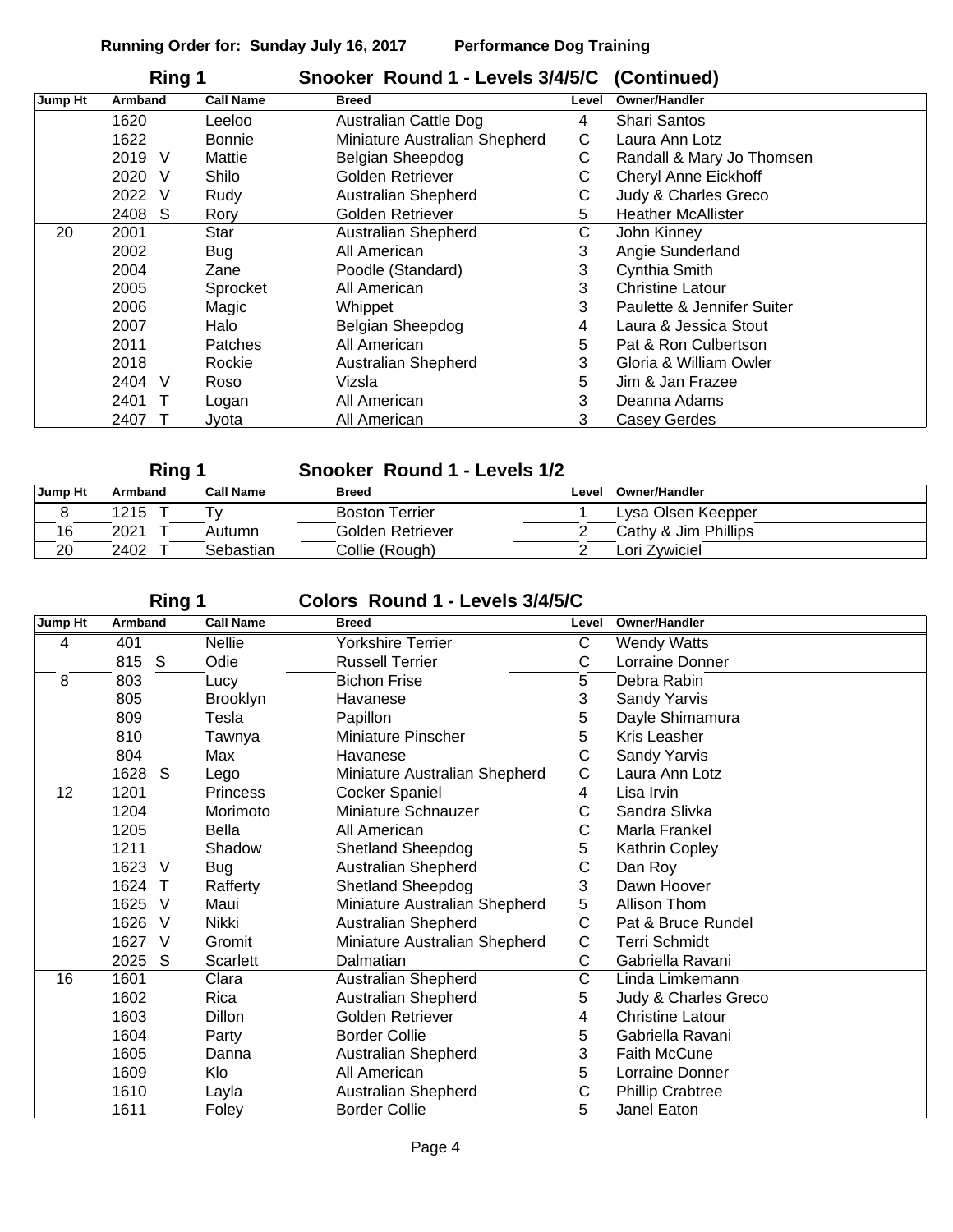**Running Order for: Sunday July 16, 2017 Performance Dog Training**

## Ring 1 — Snooker Round 1 - Levels 3/4/5/C (Continued)

| Jump Ht | Armband | | Call Name | Breed | Level | Owner/Handler |
|---|---|---|---|---|---|---|
| | 1620 | | Leeloo | Australian Cattle Dog | 4 | Shari Santos |
| | 1622 | | Bonnie | Miniature Australian Shepherd | C | Laura Ann Lotz |
| | 2019 | V | Mattie | Belgian Sheepdog | C | Randall & Mary Jo Thomsen |
| | 2020 | V | Shilo | Golden Retriever | C | Cheryl Anne Eickhoff |
| | 2022 | V | Rudy | Australian Shepherd | C | Judy & Charles Greco |
| | 2408 | S | Rory | Golden Retriever | 5 | Heather McAllister |
| 20 | 2001 | | Star | Australian Shepherd | C | John Kinney |
| | 2002 | | Bug | All American | 3 | Angie Sunderland |
| | 2004 | | Zane | Poodle (Standard) | 3 | Cynthia Smith |
| | 2005 | | Sprocket | All American | 3 | Christine Latour |
| | 2006 | | Magic | Whippet | 3 | Paulette & Jennifer Suiter |
| | 2007 | | Halo | Belgian Sheepdog | 4 | Laura & Jessica Stout |
| | 2011 | | Patches | All American | 5 | Pat & Ron Culbertson |
| | 2018 | | Rockie | Australian Shepherd | 3 | Gloria & William Owler |
| | 2404 | V | Roso | Vizsla | 5 | Jim & Jan Frazee |
| | 2401 | T | Logan | All American | 3 | Deanna Adams |
| | 2407 | T | Jyota | All American | 3 | Casey Gerdes |

## Ring 1 — Snooker Round 1 - Levels 1/2

| Jump Ht | Armband | | Call Name | Breed | Level | Owner/Handler |
|---|---|---|---|---|---|---|
| 8 | 1215 | T | Ty | Boston Terrier | 1 | Lysa Olsen Keepper |
| 16 | 2021 | T | Autumn | Golden Retriever | 2 | Cathy & Jim Phillips |
| 20 | 2402 | T | Sebastian | Collie (Rough) | 2 | Lori Zywiciel |

## Ring 1 — Colors Round 1 - Levels 3/4/5/C

| Jump Ht | Armband | | Call Name | Breed | Level | Owner/Handler |
|---|---|---|---|---|---|---|
| 4 | 401 | | Nellie | Yorkshire Terrier | C | Wendy Watts |
| | 815 | S | Odie | Russell Terrier | C | Lorraine Donner |
| 8 | 803 | | Lucy | Bichon Frise | 5 | Debra Rabin |
| | 805 | | Brooklyn | Havanese | 3 | Sandy Yarvis |
| | 809 | | Tesla | Papillon | 5 | Dayle Shimamura |
| | 810 | | Tawnya | Miniature Pinscher | 5 | Kris Leasher |
| | 804 | | Max | Havanese | C | Sandy Yarvis |
| | 1628 | S | Lego | Miniature Australian Shepherd | C | Laura Ann Lotz |
| 12 | 1201 | | Princess | Cocker Spaniel | 4 | Lisa Irvin |
| | 1204 | | Morimoto | Miniature Schnauzer | C | Sandra Slivka |
| | 1205 | | Bella | All American | C | Marla Frankel |
| | 1211 | | Shadow | Shetland Sheepdog | 5 | Kathrin Copley |
| | 1623 | V | Bug | Australian Shepherd | C | Dan Roy |
| | 1624 | T | Rafferty | Shetland Sheepdog | 3 | Dawn Hoover |
| | 1625 | V | Maui | Miniature Australian Shepherd | 5 | Allison Thom |
| | 1626 | V | Nikki | Australian Shepherd | C | Pat & Bruce Rundel |
| | 1627 | V | Gromit | Miniature Australian Shepherd | C | Terri Schmidt |
| | 2025 | S | Scarlett | Dalmatian | C | Gabriella Ravani |
| 16 | 1601 | | Clara | Australian Shepherd | C | Linda Limkemann |
| | 1602 | | Rica | Australian Shepherd | 5 | Judy & Charles Greco |
| | 1603 | | Dillon | Golden Retriever | 4 | Christine Latour |
| | 1604 | | Party | Border Collie | 5 | Gabriella Ravani |
| | 1605 | | Danna | Australian Shepherd | 3 | Faith McCune |
| | 1609 | | Klo | All American | 5 | Lorraine Donner |
| | 1610 | | Layla | Australian Shepherd | C | Phillip Crabtree |
| | 1611 | | Foley | Border Collie | 5 | Janel Eaton |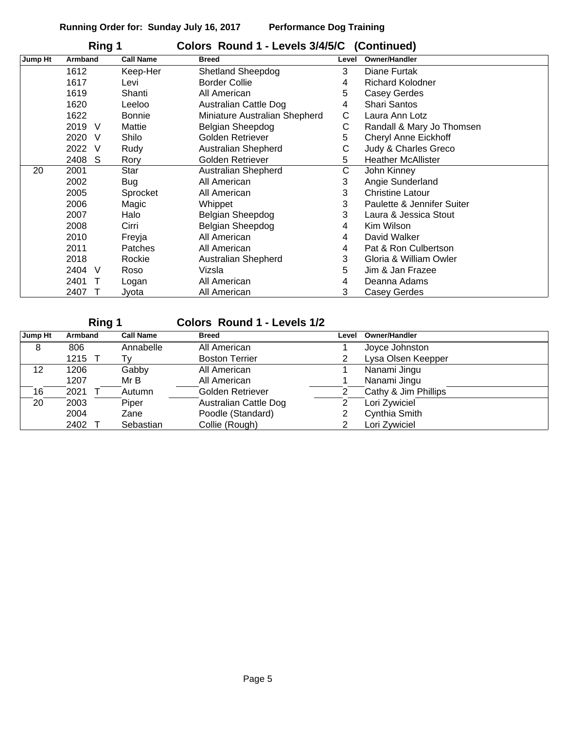**Running Order for: Sunday July 16, 2017 Performance Dog Training**

## Ring 1 Colors Round 1 - Levels 3/4/5/C (Continued)

| Jump Ht | Armband | Call Name | Breed | Level | Owner/Handler |
|---|---|---|---|---|---|
| | 1612 | Keep-Her | Shetland Sheepdog | 3 | Diane Furtak |
| | 1617 | Levi | Border Collie | 4 | Richard Kolodner |
| | 1619 | Shanti | All American | 5 | Casey Gerdes |
| | 1620 | Leeloo | Australian Cattle Dog | 4 | Shari Santos |
| | 1622 | Bonnie | Miniature Australian Shepherd | C | Laura Ann Lotz |
| | 2019 V | Mattie | Belgian Sheepdog | C | Randall & Mary Jo Thomsen |
| | 2020 V | Shilo | Golden Retriever | 5 | Cheryl Anne Eickhoff |
| | 2022 V | Rudy | Australian Shepherd | C | Judy & Charles Greco |
| | 2408 S | Rory | Golden Retriever | 5 | Heather McAllister |
| 20 | 2001 | Star | Australian Shepherd | C | John Kinney |
| | 2002 | Bug | All American | 3 | Angie Sunderland |
| | 2005 | Sprocket | All American | 3 | Christine Latour |
| | 2006 | Magic | Whippet | 3 | Paulette & Jennifer Suiter |
| | 2007 | Halo | Belgian Sheepdog | 3 | Laura & Jessica Stout |
| | 2008 | Cirri | Belgian Sheepdog | 4 | Kim Wilson |
| | 2010 | Freyja | All American | 4 | David Walker |
| | 2011 | Patches | All American | 4 | Pat & Ron Culbertson |
| | 2018 | Rockie | Australian Shepherd | 3 | Gloria & William Owler |
| | 2404 V | Roso | Vizsla | 5 | Jim & Jan Frazee |
| | 2401 T | Logan | All American | 4 | Deanna Adams |
| | 2407 T | Jyota | All American | 3 | Casey Gerdes |

## Ring 1 Colors Round 1 - Levels 1/2

| Jump Ht | Armband | Call Name | Breed | Level | Owner/Handler |
|---|---|---|---|---|---|
| 8 | 806 | Annabelle | All American | 1 | Joyce Johnston |
| | 1215 T | Ty | Boston Terrier | 2 | Lysa Olsen Keepper |
| 12 | 1206 | Gabby | All American | 1 | Nanami Jingu |
| | 1207 | Mr B | All American | 1 | Nanami Jingu |
| 16 | 2021 T | Autumn | Golden Retriever | 2 | Cathy & Jim Phillips |
| 20 | 2003 | Piper | Australian Cattle Dog | 2 | Lori Zywiciel |
| | 2004 | Zane | Poodle (Standard) | 2 | Cynthia Smith |
| | 2402 T | Sebastian | Collie (Rough) | 2 | Lori Zywiciel |